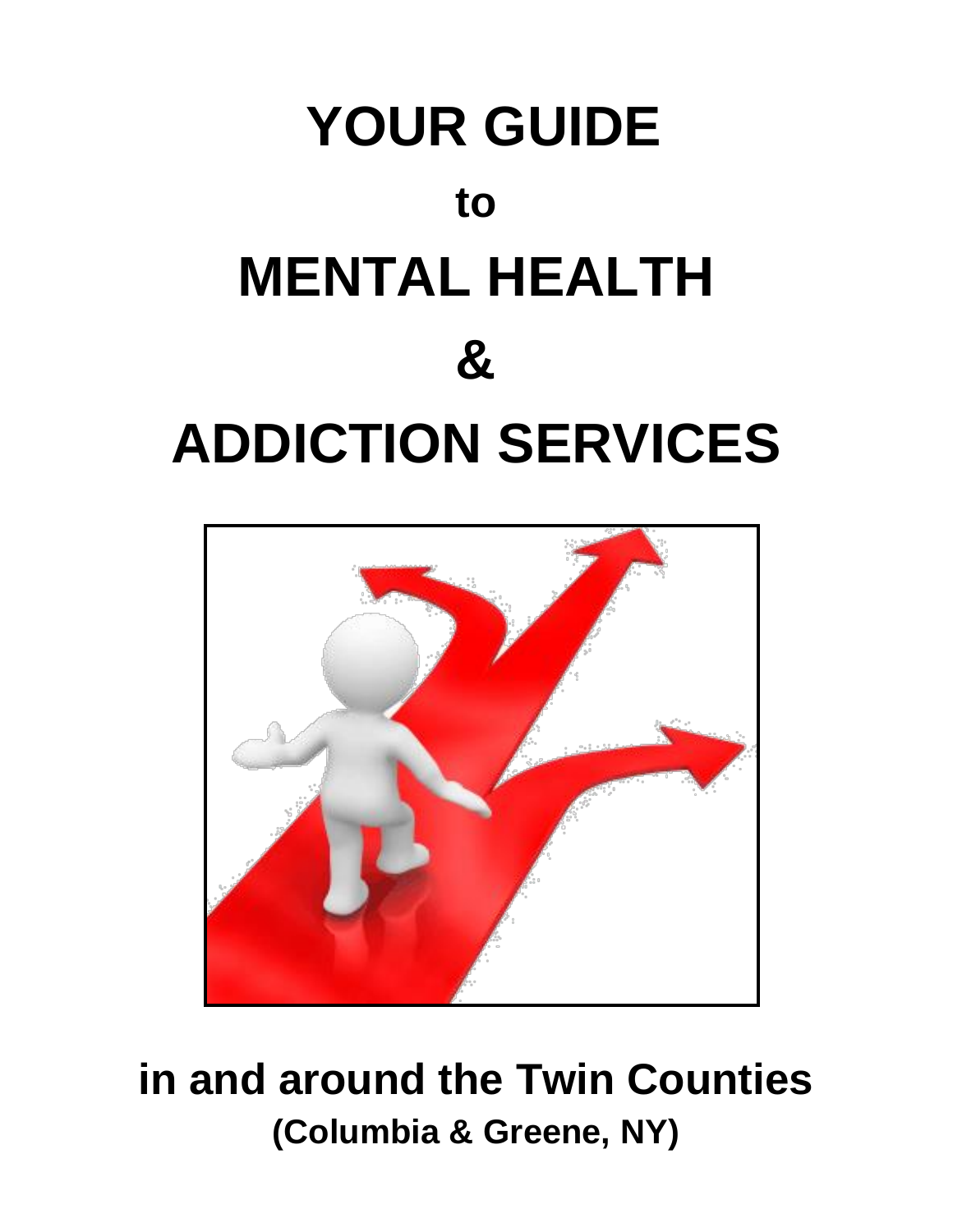# YOUR GUIDE

## to

# MENTAL HEALTH

# &

# ADDICTION SERVICES

**in and around the Twin Counties**

**(Columbia & Greene, NY)**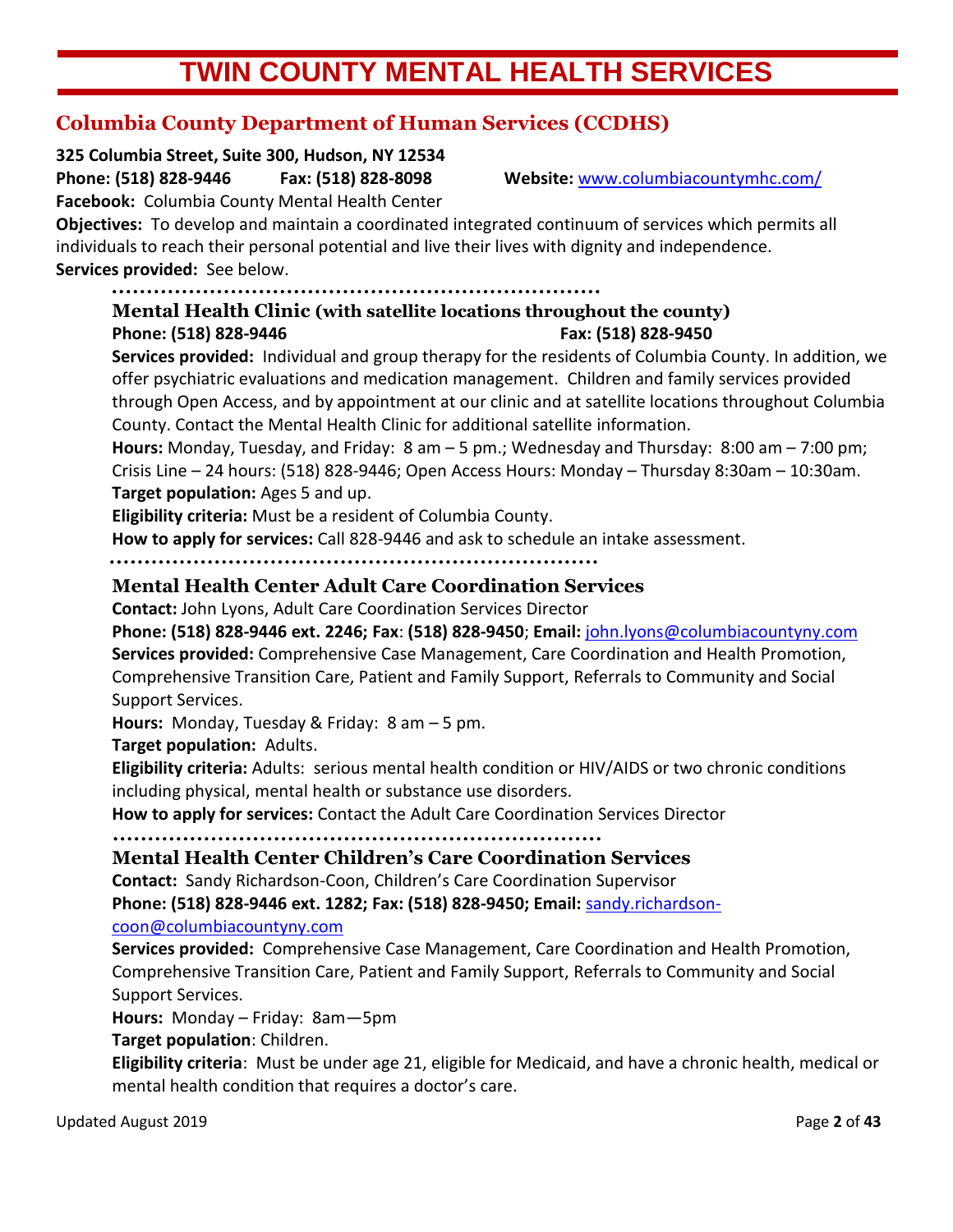# TWIN COUNTY MENTAL HEALTH SERVICES

## Columbia County Department of Human Services (CCDHS)

**325 Columbia Street, Suite 300, Hudson, NY 12534**
**Phone: (518) 828-9446** **Fax: (518) 828-8098** **Website:** www.columbiacountymhc.com/
**Facebook:** Columbia County Mental Health Center
**Objectives:** To develop and maintain a coordinated integrated continuum of services which permits all individuals to reach their personal potential and live their lives with dignity and independence.
**Services provided:** See below.

### Mental Health Clinic (with satellite locations throughout the county)

**Phone: (518) 828-9446** **Fax: (518) 828-9450**
**Services provided:** Individual and group therapy for the residents of Columbia County. In addition, we offer psychiatric evaluations and medication management. Children and family services provided through Open Access, and by appointment at our clinic and at satellite locations throughout Columbia County. Contact the Mental Health Clinic for additional satellite information.
**Hours:** Monday, Tuesday, and Friday: 8 am – 5 pm.; Wednesday and Thursday: 8:00 am – 7:00 pm; Crisis Line – 24 hours: (518) 828-9446; Open Access Hours: Monday – Thursday 8:30am – 10:30am.
**Target population:** Ages 5 and up.
**Eligibility criteria:** Must be a resident of Columbia County.
**How to apply for services:** Call 828-9446 and ask to schedule an intake assessment.

### Mental Health Center Adult Care Coordination Services

**Contact:** John Lyons, Adult Care Coordination Services Director
**Phone: (518) 828-9446 ext. 2246; Fax**: **(518) 828-9450**; **Email:** john.lyons@columbiacountyny.com
**Services provided:** Comprehensive Case Management, Care Coordination and Health Promotion, Comprehensive Transition Care, Patient and Family Support, Referrals to Community and Social Support Services.
**Hours:** Monday, Tuesday & Friday: 8 am – 5 pm.
**Target population:** Adults.
**Eligibility criteria:** Adults: serious mental health condition or HIV/AIDS or two chronic conditions including physical, mental health or substance use disorders.
**How to apply for services:** Contact the Adult Care Coordination Services Director

### Mental Health Center Children's Care Coordination Services

**Contact:** Sandy Richardson-Coon, Children's Care Coordination Supervisor
**Phone: (518) 828-9446 ext. 1282; Fax: (518) 828-9450; Email:** sandy.richardson-coon@columbiacountyny.com
**Services provided:** Comprehensive Case Management, Care Coordination and Health Promotion, Comprehensive Transition Care, Patient and Family Support, Referrals to Community and Social Support Services.
**Hours:** Monday – Friday: 8am—5pm
**Target population**: Children.
**Eligibility criteria**: Must be under age 21, eligible for Medicaid, and have a chronic health, medical or mental health condition that requires a doctor's care.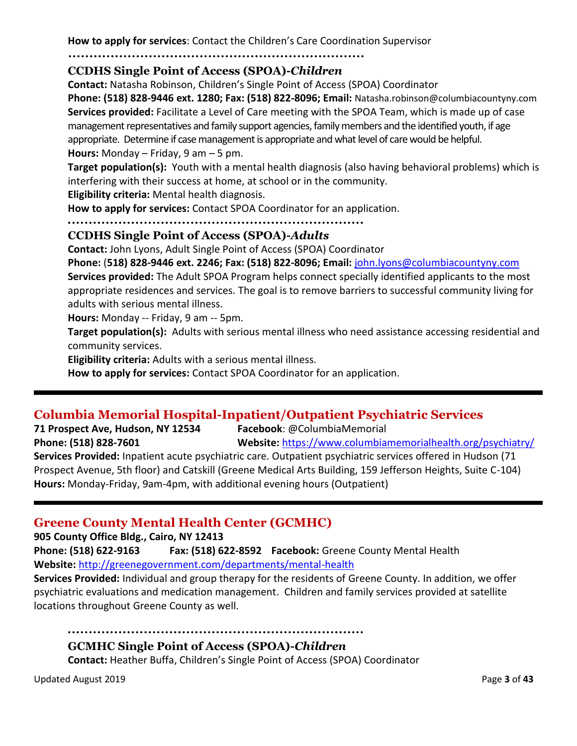**How to apply for services**: Contact the Children's Care Coordination Supervisor

### CCDHS Single Point of Access (SPOA)-*Children*

**Contact:** Natasha Robinson, Children's Single Point of Access (SPOA) Coordinator
**Phone: (518) 828-9446 ext. 1280; Fax: (518) 822-8096; Email:** Natasha.robinson@columbiacountyny.com
**Services provided:** Facilitate a Level of Care meeting with the SPOA Team, which is made up of case management representatives and family support agencies, family members and the identified youth, if age appropriate. Determine if case management is appropriate and what level of care would be helpful.
**Hours:** Monday – Friday, 9 am – 5 pm.
**Target population(s):** Youth with a mental health diagnosis (also having behavioral problems) which is interfering with their success at home, at school or in the community.
**Eligibility criteria:** Mental health diagnosis.
**How to apply for services:** Contact SPOA Coordinator for an application.

### CCDHS Single Point of Access (SPOA)-*Adults*

**Contact:** John Lyons, Adult Single Point of Access (SPOA) Coordinator
**Phone: (518) 828-9446 ext. 2246; Fax: (518) 822-8096; Email:** john.lyons@columbiacountyny.com
**Services provided:** The Adult SPOA Program helps connect specially identified applicants to the most appropriate residences and services. The goal is to remove barriers to successful community living for adults with serious mental illness.
**Hours:** Monday -- Friday, 9 am -- 5pm.
**Target population(s):** Adults with serious mental illness who need assistance accessing residential and community services.
**Eligibility criteria:** Adults with a serious mental illness.
**How to apply for services:** Contact SPOA Coordinator for an application.

---

## Columbia Memorial Hospital-Inpatient/Outpatient Psychiatric Services

**71 Prospect Ave, Hudson, NY 12534**
**Facebook**: @ColumbiaMemorial
**Phone: (518) 828-7601**
**Website:** https://www.columbiamemorialhealth.org/psychiatry/
**Services Provided:** Inpatient acute psychiatric care. Outpatient psychiatric services offered in Hudson (71 Prospect Avenue, 5th floor) and Catskill (Greene Medical Arts Building, 159 Jefferson Heights, Suite C-104)
**Hours:** Monday-Friday, 9am-4pm, with additional evening hours (Outpatient)

---

## Greene County Mental Health Center (GCMHC)

**905 County Office Bldg., Cairo, NY 12413**
**Phone: (518) 622-9163** **Fax: (518) 622-8592** **Facebook:** Greene County Mental Health
**Website:** http://greenegovernment.com/departments/mental-health
**Services Provided:** Individual and group therapy for the residents of Greene County. In addition, we offer psychiatric evaluations and medication management. Children and family services provided at satellite locations throughout Greene County as well.

### GCMHC Single Point of Access (SPOA)-*Children*

**Contact:** Heather Buffa, Children's Single Point of Access (SPOA) Coordinator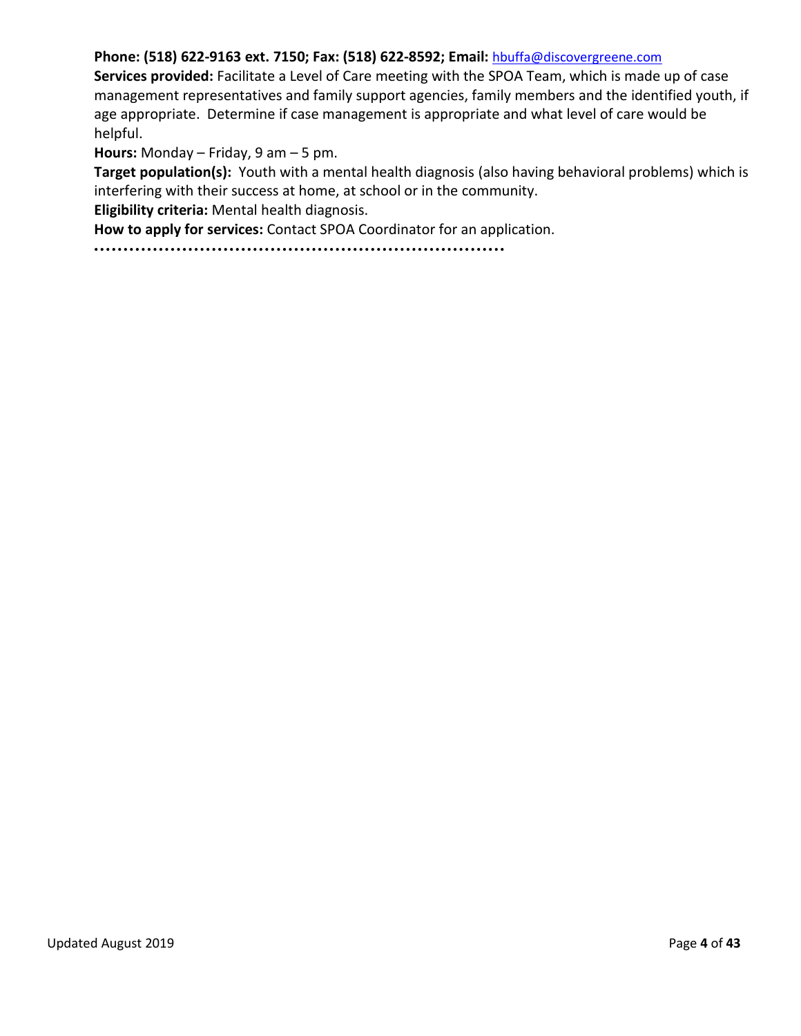**Phone: (518) 622-9163 ext. 7150; Fax: (518) 622-8592; Email:** hbuffa@discovergreene.com

**Services provided:** Facilitate a Level of Care meeting with the SPOA Team, which is made up of case management representatives and family support agencies, family members and the identified youth, if age appropriate. Determine if case management is appropriate and what level of care would be helpful.

**Hours:** Monday – Friday, 9 am – 5 pm.

**Target population(s):** Youth with a mental health diagnosis (also having behavioral problems) which is interfering with their success at home, at school or in the community.

**Eligibility criteria:** Mental health diagnosis.

**How to apply for services:** Contact SPOA Coordinator for an application.

••••••••••••••••••••••••••••••••••••••••••••••••••••••••••••••••••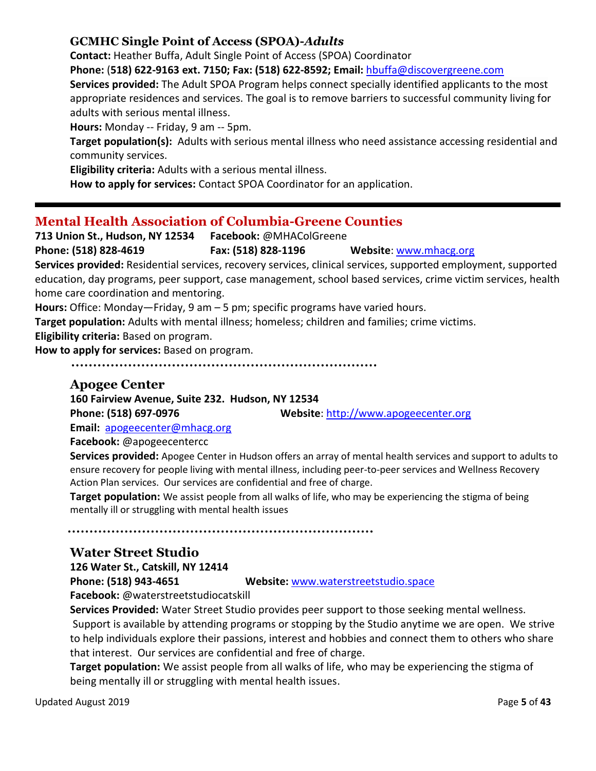### GCMHC Single Point of Access (SPOA)-*Adults*

**Contact:** Heather Buffa, Adult Single Point of Access (SPOA) Coordinator

**Phone:** (**518) 622-9163 ext. 7150; Fax: (518) 622-8592; Email:** hbuffa@discovergreene.com

**Services provided:** The Adult SPOA Program helps connect specially identified applicants to the most appropriate residences and services. The goal is to remove barriers to successful community living for adults with serious mental illness.

**Hours:** Monday -- Friday, 9 am -- 5pm.

**Target population(s):** Adults with serious mental illness who need assistance accessing residential and community services.

**Eligibility criteria:** Adults with a serious mental illness.

**How to apply for services:** Contact SPOA Coordinator for an application.

---

## Mental Health Association of Columbia-Greene Counties

**713 Union St., Hudson, NY 12534** **Facebook:** @MHAColGreene

**Phone: (518) 828-4619** **Fax: (518) 828-1196** **Website**: www.mhacg.org

**Services provided:** Residential services, recovery services, clinical services, supported employment, supported education, day programs, peer support, case management, school based services, crime victim services, health home care coordination and mentoring.

**Hours:** Office: Monday—Friday, 9 am – 5 pm; specific programs have varied hours.

**Target population:** Adults with mental illness; homeless; children and families; crime victims.

**Eligibility criteria:** Based on program.

**How to apply for services:** Based on program.

### Apogee Center

**160 Fairview Avenue, Suite 232. Hudson, NY 12534**

**Phone: (518) 697-0976** **Website**: http://www.apogeecenter.org

**Email:** apogeecenter@mhacg.org

**Facebook:** @apogeecentercc

**Services provided:** Apogee Center in Hudson offers an array of mental health services and support to adults to ensure recovery for people living with mental illness, including peer-to-peer services and Wellness Recovery Action Plan services. Our services are confidential and free of charge.

**Target population:** We assist people from all walks of life, who may be experiencing the stigma of being mentally ill or struggling with mental health issues

### Water Street Studio

**126 Water St., Catskill, NY 12414**

**Phone: (518) 943-4651** **Website:** www.waterstreetstudio.space

**Facebook:** @waterstreetstudiocatskill

**Services Provided:** Water Street Studio provides peer support to those seeking mental wellness. Support is available by attending programs or stopping by the Studio anytime we are open. We strive to help individuals explore their passions, interest and hobbies and connect them to others who share that interest. Our services are confidential and free of charge.

**Target population:** We assist people from all walks of life, who may be experiencing the stigma of being mentally ill or struggling with mental health issues.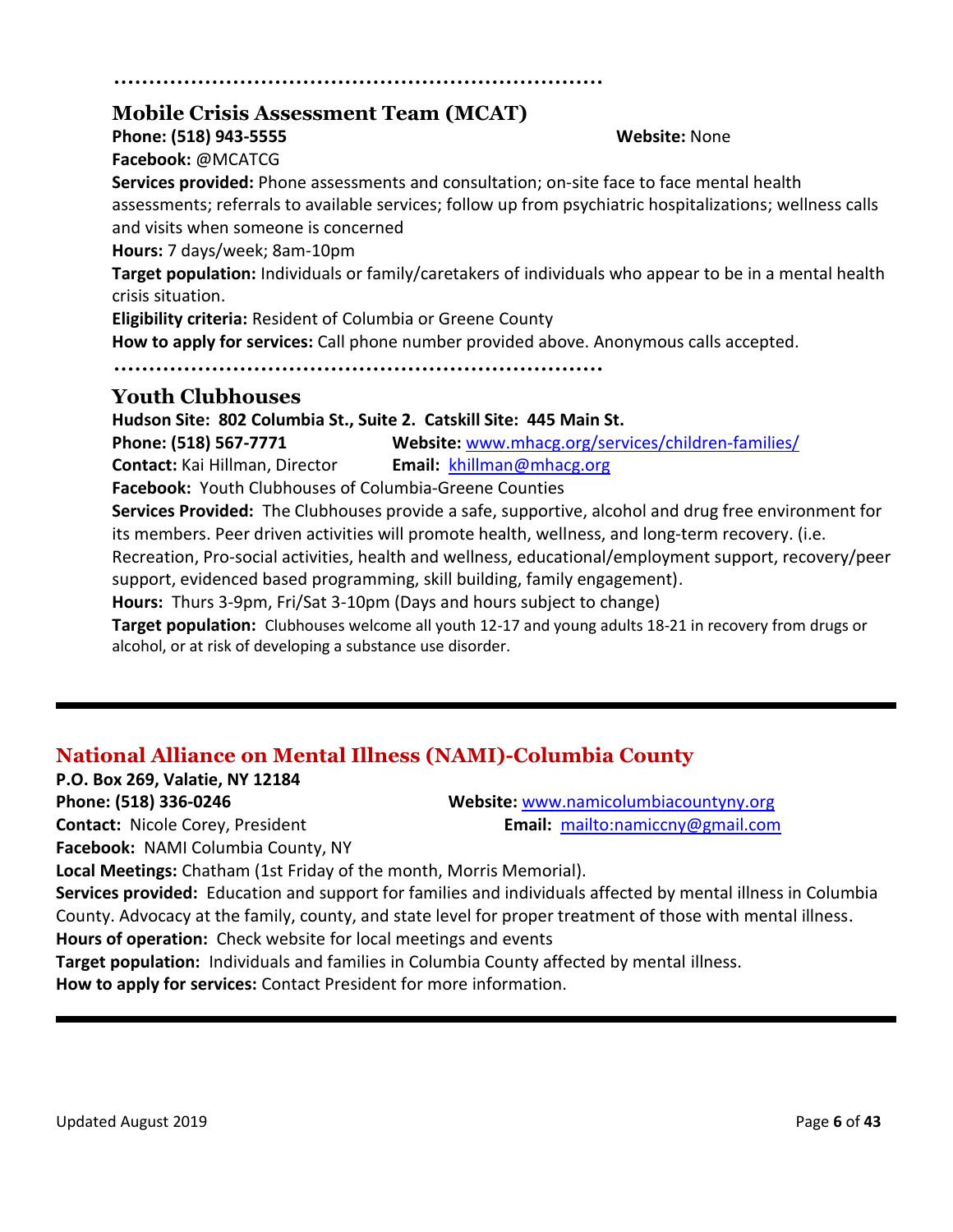## Mobile Crisis Assessment Team (MCAT)

**Phone: (518) 943-5555** **Website:** None

**Facebook:** @MCATCG

**Services provided:** Phone assessments and consultation; on-site face to face mental health assessments; referrals to available services; follow up from psychiatric hospitalizations; wellness calls and visits when someone is concerned

**Hours:** 7 days/week; 8am-10pm

**Target population:** Individuals or family/caretakers of individuals who appear to be in a mental health crisis situation.

**Eligibility criteria:** Resident of Columbia or Greene County

**How to apply for services:** Call phone number provided above. Anonymous calls accepted.

## Youth Clubhouses

**Hudson Site: 802 Columbia St., Suite 2. Catskill Site: 445 Main St.**

**Phone: (518) 567-7771** **Website:** www.mhacg.org/services/children-families/

**Contact:** Kai Hillman, Director **Email:** khillman@mhacg.org

**Facebook:** Youth Clubhouses of Columbia-Greene Counties

**Services Provided:** The Clubhouses provide a safe, supportive, alcohol and drug free environment for its members. Peer driven activities will promote health, wellness, and long-term recovery. (i.e. Recreation, Pro-social activities, health and wellness, educational/employment support, recovery/peer support, evidenced based programming, skill building, family engagement).

**Hours:** Thurs 3-9pm, Fri/Sat 3-10pm (Days and hours subject to change)

**Target population:** Clubhouses welcome all youth 12-17 and young adults 18-21 in recovery from drugs or alcohol, or at risk of developing a substance use disorder.

---

## National Alliance on Mental Illness (NAMI)-Columbia County

**P.O. Box 269, Valatie, NY 12184**

**Phone: (518) 336-0246** **Website:** www.namicolumbiacountyny.org

**Contact:** Nicole Corey, President **Email:** mailto:namiccny@gmail.com

**Facebook:** NAMI Columbia County, NY

**Local Meetings:** Chatham (1st Friday of the month, Morris Memorial).

**Services provided:** Education and support for families and individuals affected by mental illness in Columbia County. Advocacy at the family, county, and state level for proper treatment of those with mental illness.

**Hours of operation:** Check website for local meetings and events

**Target population:** Individuals and families in Columbia County affected by mental illness.

**How to apply for services:** Contact President for more information.

---

Updated August 2019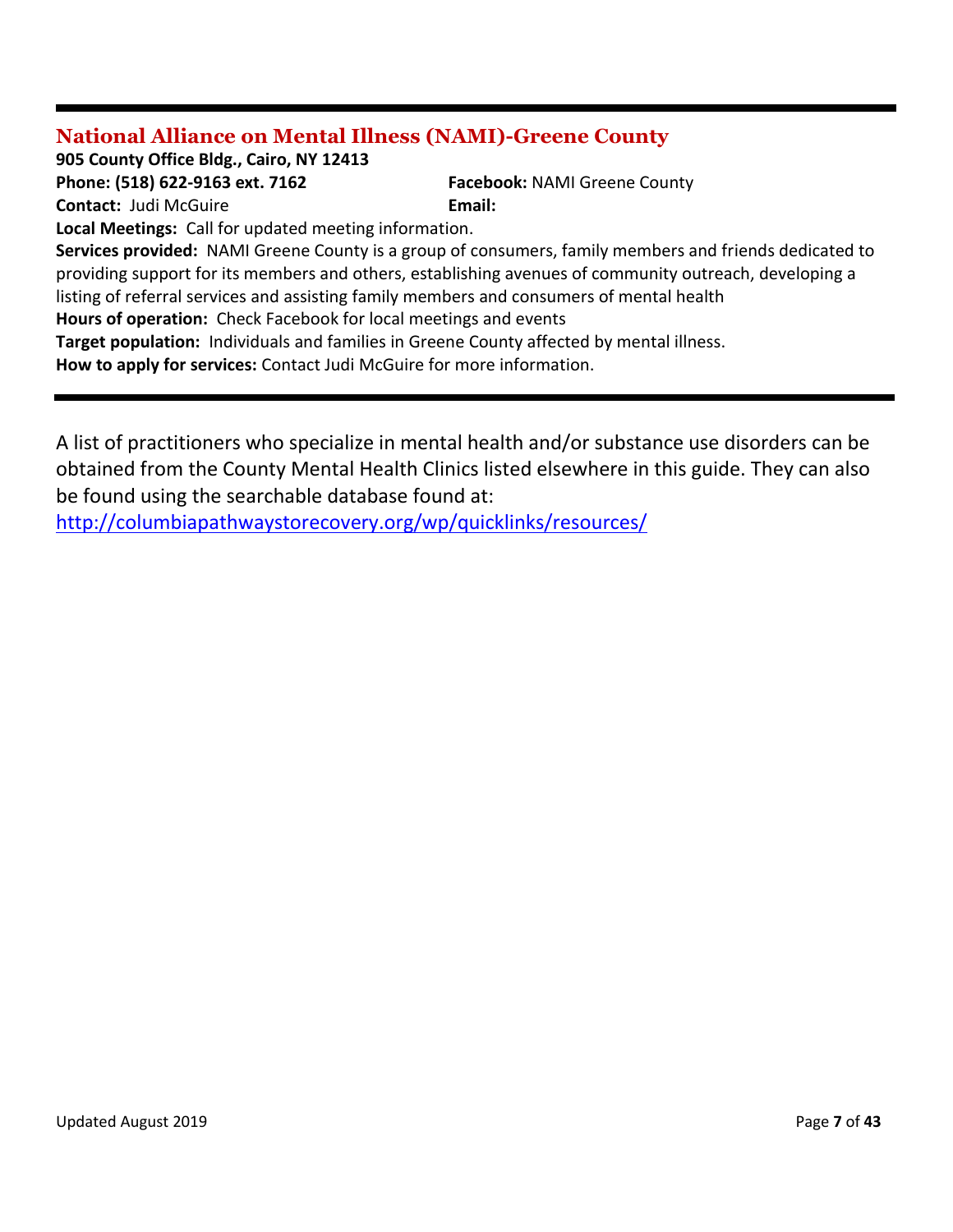## National Alliance on Mental Illness (NAMI)-Greene County

**905 County Office Bldg., Cairo, NY 12413**

**Phone: (518) 622-9163 ext. 7162**

**Facebook:** NAMI Greene County

**Contact:** Judi McGuire

**Email:**

**Local Meetings:** Call for updated meeting information.

**Services provided:** NAMI Greene County is a group of consumers, family members and friends dedicated to providing support for its members and others, establishing avenues of community outreach, developing a listing of referral services and assisting family members and consumers of mental health

**Hours of operation:** Check Facebook for local meetings and events

**Target population:** Individuals and families in Greene County affected by mental illness.

**How to apply for services:** Contact Judi McGuire for more information.

---

A list of practitioners who specialize in mental health and/or substance use disorders can be obtained from the County Mental Health Clinics listed elsewhere in this guide. They can also be found using the searchable database found at: http://columbiapathwaystorecovery.org/wp/quicklinks/resources/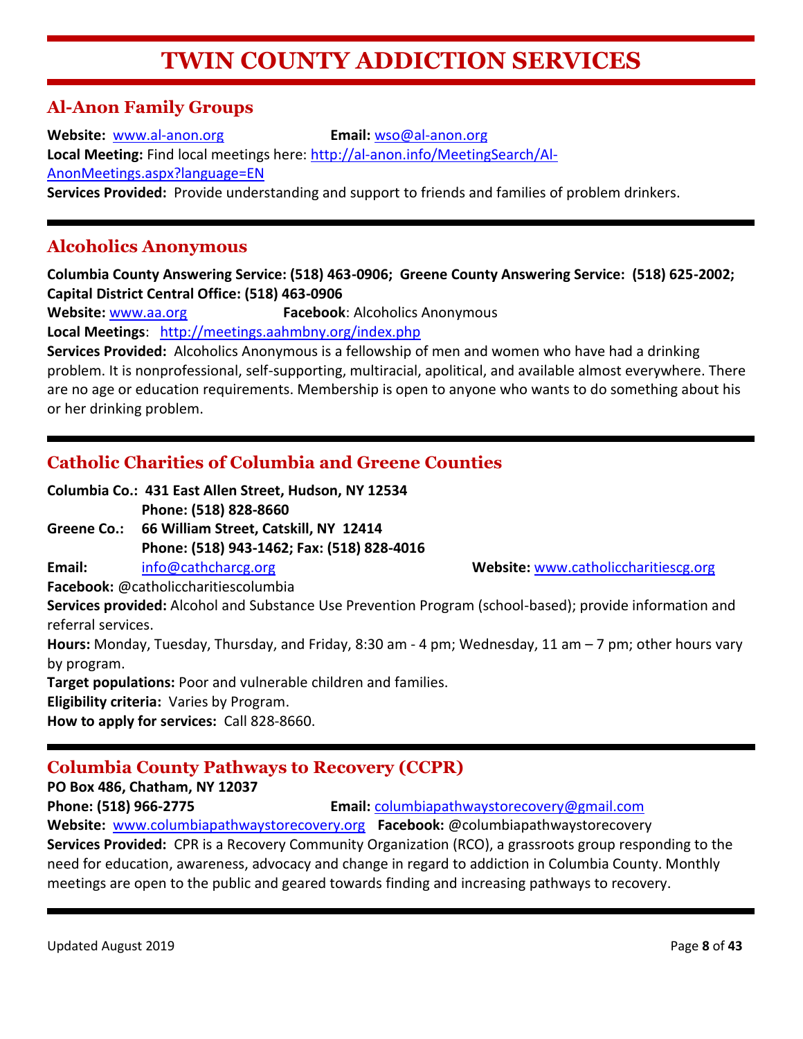# TWIN COUNTY ADDICTION SERVICES

## Al-Anon Family Groups

**Website:** www.al-anon.org **Email:** wso@al-anon.org
**Local Meeting:** Find local meetings here: http://al-anon.info/MeetingSearch/Al-AnonMeetings.aspx?language=EN
**Services Provided:** Provide understanding and support to friends and families of problem drinkers.

---

## Alcoholics Anonymous

**Columbia County Answering Service: (518) 463-0906; Greene County Answering Service: (518) 625-2002; Capital District Central Office: (518) 463-0906**
**Website:** www.aa.org **Facebook**: Alcoholics Anonymous
**Local Meetings**: http://meetings.aahmbny.org/index.php
**Services Provided:** Alcoholics Anonymous is a fellowship of men and women who have had a drinking problem. It is nonprofessional, self-supporting, multiracial, apolitical, and available almost everywhere. There are no age or education requirements. Membership is open to anyone who wants to do something about his or her drinking problem.

---

## Catholic Charities of Columbia and Greene Counties

**Columbia Co.: 431 East Allen Street, Hudson, NY 12534**
**Phone: (518) 828-8660**
**Greene Co.: 66 William Street, Catskill, NY 12414**
**Phone: (518) 943-1462; Fax: (518) 828-4016**
**Email:** info@cathcharcg.org **Website:** www.catholiccharitiescg.org
**Facebook:** @catholiccharitiescolumbia
**Services provided:** Alcohol and Substance Use Prevention Program (school-based); provide information and referral services.
**Hours:** Monday, Tuesday, Thursday, and Friday, 8:30 am - 4 pm; Wednesday, 11 am – 7 pm; other hours vary by program.
**Target populations:** Poor and vulnerable children and families.
**Eligibility criteria:** Varies by Program.
**How to apply for services:** Call 828-8660.

---

## Columbia County Pathways to Recovery (CCPR)

**PO Box 486, Chatham, NY 12037**
**Phone: (518) 966-2775** **Email:** columbiapathwaystorecovery@gmail.com
**Website:** www.columbiapathwaystorecovery.org **Facebook:** @columbiapathwaystorecovery
**Services Provided:** CPR is a Recovery Community Organization (RCO), a grassroots group responding to the need for education, awareness, advocacy and change in regard to addiction in Columbia County. Monthly meetings are open to the public and geared towards finding and increasing pathways to recovery.

---

Updated August 2019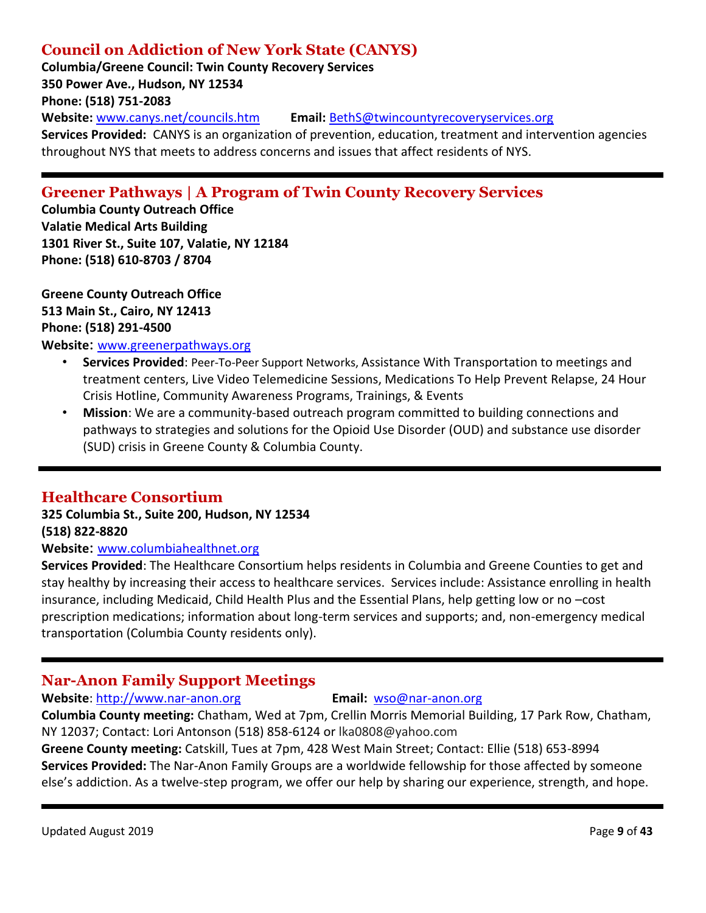## Council on Addiction of New York State (CANYS)

**Columbia/Greene Council: Twin County Recovery Services**
**350 Power Ave., Hudson, NY 12534**
**Phone: (518) 751-2083**
**Website:** www.canys.net/councils.htm **Email:** BethS@twincountyrecoveryservices.org
**Services Provided:** CANYS is an organization of prevention, education, treatment and intervention agencies throughout NYS that meets to address concerns and issues that affect residents of NYS.

---

## Greener Pathways | A Program of Twin County Recovery Services

**Columbia County Outreach Office**
**Valatie Medical Arts Building**
**1301 River St., Suite 107, Valatie, NY 12184**
**Phone: (518) 610-8703 / 8704**

**Greene County Outreach Office**
**513 Main St., Cairo, NY 12413**
**Phone: (518) 291-4500**
**Website:** www.greenerpathways.org

- **Services Provided**: Peer-To-Peer Support Networks, Assistance With Transportation to meetings and treatment centers, Live Video Telemedicine Sessions, Medications To Help Prevent Relapse, 24 Hour Crisis Hotline, Community Awareness Programs, Trainings, & Events
- **Mission**: We are a community-based outreach program committed to building connections and pathways to strategies and solutions for the Opioid Use Disorder (OUD) and substance use disorder (SUD) crisis in Greene County & Columbia County.

---

## Healthcare Consortium

**325 Columbia St., Suite 200, Hudson, NY 12534**
**(518) 822-8820**
**Website:** www.columbiahealthnet.org
**Services Provided**: The Healthcare Consortium helps residents in Columbia and Greene Counties to get and stay healthy by increasing their access to healthcare services. Services include: Assistance enrolling in health insurance, including Medicaid, Child Health Plus and the Essential Plans, help getting low or no –cost prescription medications; information about long-term services and supports; and, non-emergency medical transportation (Columbia County residents only).

---

## Nar-Anon Family Support Meetings

**Website**: http://www.nar-anon.org **Email:** wso@nar-anon.org
**Columbia County meeting:** Chatham, Wed at 7pm, Crellin Morris Memorial Building, 17 Park Row, Chatham, NY 12037; Contact: Lori Antonson (518) 858-6124 or lka0808@yahoo.com
**Greene County meeting:** Catskill, Tues at 7pm, 428 West Main Street; Contact: Ellie (518) 653-8994
**Services Provided:** The Nar-Anon Family Groups are a worldwide fellowship for those affected by someone else's addiction. As a twelve-step program, we offer our help by sharing our experience, strength, and hope.

---

Updated August 2019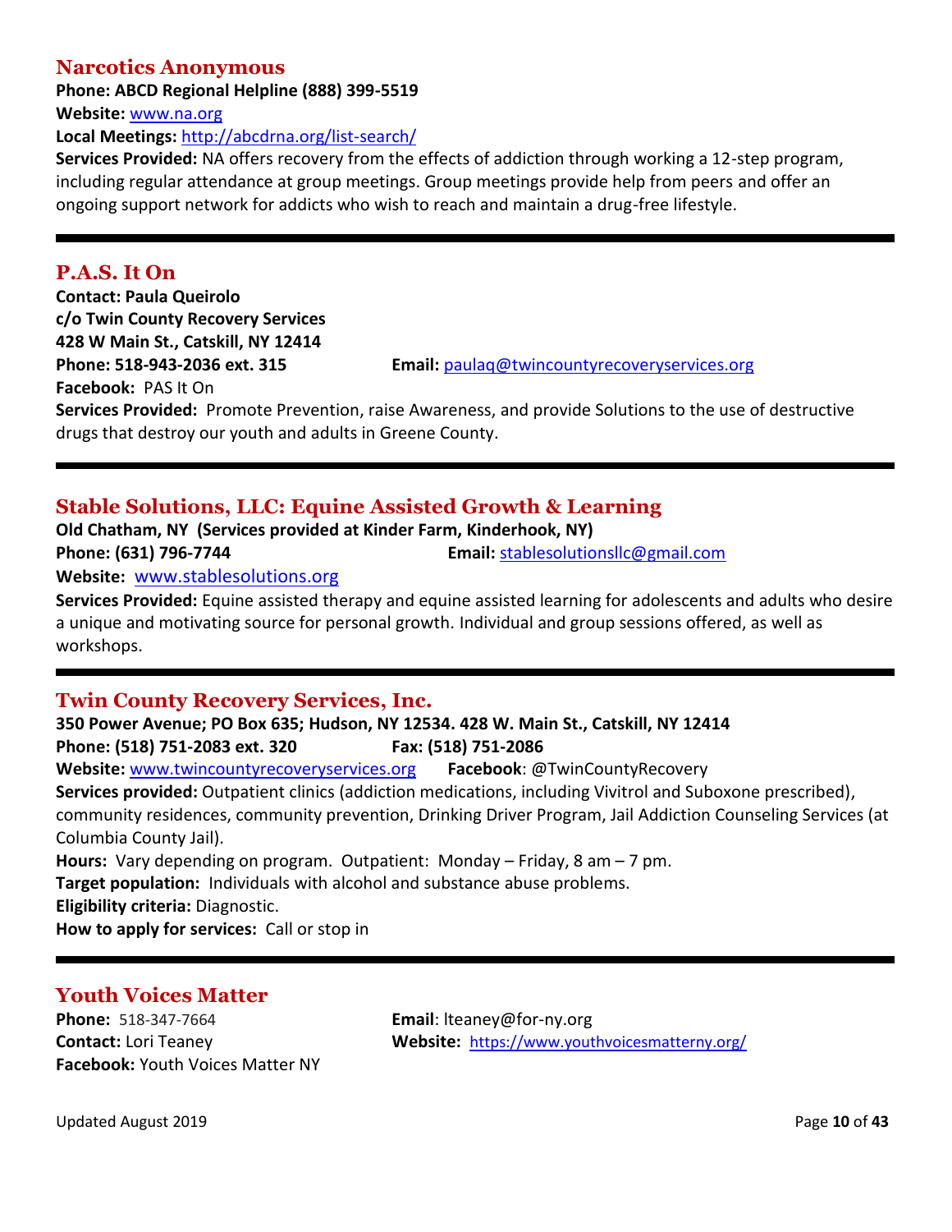## Narcotics Anonymous

**Phone: ABCD Regional Helpline (888) 399-5519**
**Website:** www.na.org
**Local Meetings:** http://abcdrna.org/list-search/
**Services Provided:** NA offers recovery from the effects of addiction through working a 12-step program, including regular attendance at group meetings. Group meetings provide help from peers and offer an ongoing support network for addicts who wish to reach and maintain a drug-free lifestyle.

---

## P.A.S. It On

**Contact: Paula Queirolo**
**c/o Twin County Recovery Services**
**428 W Main St., Catskill, NY 12414**
**Phone: 518-943-2036 ext. 315**
**Email:** paulaq@twincountyrecoveryservices.org
**Facebook:** PAS It On
**Services Provided:** Promote Prevention, raise Awareness, and provide Solutions to the use of destructive drugs that destroy our youth and adults in Greene County.

---

## Stable Solutions, LLC: Equine Assisted Growth & Learning

**Old Chatham, NY (Services provided at Kinder Farm, Kinderhook, NY)**
**Phone: (631) 796-7744**
**Email:** stablesolutionsllc@gmail.com
**Website:** www.stablesolutions.org
**Services Provided:** Equine assisted therapy and equine assisted learning for adolescents and adults who desire a unique and motivating source for personal growth. Individual and group sessions offered, as well as workshops.

---

## Twin County Recovery Services, Inc.

**350 Power Avenue; PO Box 635; Hudson, NY 12534. 428 W. Main St., Catskill, NY 12414**
**Phone: (518) 751-2083 ext. 320**
**Fax: (518) 751-2086**
**Website:** www.twincountyrecoveryservices.org
**Facebook**: @TwinCountyRecovery
**Services provided:** Outpatient clinics (addiction medications, including Vivitrol and Suboxone prescribed), community residences, community prevention, Drinking Driver Program, Jail Addiction Counseling Services (at Columbia County Jail).
**Hours:** Vary depending on program. Outpatient: Monday – Friday, 8 am – 7 pm.
**Target population:** Individuals with alcohol and substance abuse problems.
**Eligibility criteria:** Diagnostic.
**How to apply for services:** Call or stop in

---

## Youth Voices Matter

**Phone:** 518-347-7664
**Contact:** Lori Teaney
**Facebook:** Youth Voices Matter NY
**Email**: lteaney@for-ny.org
**Website:** https://www.youthvoicesmatterny.org/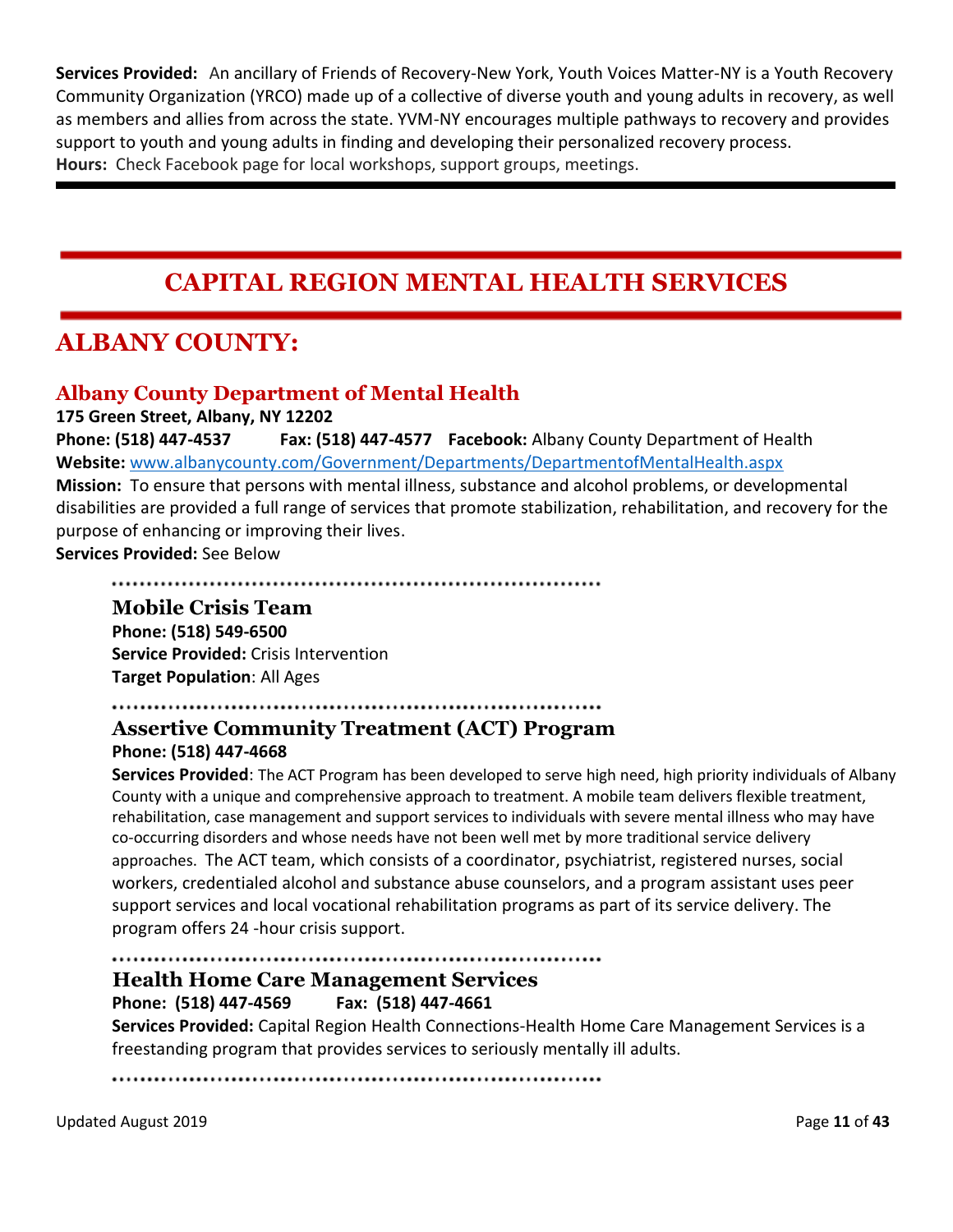**Services Provided:** An ancillary of Friends of Recovery-New York, Youth Voices Matter-NY is a Youth Recovery Community Organization (YRCO) made up of a collective of diverse youth and young adults in recovery, as well as members and allies from across the state. YVM-NY encourages multiple pathways to recovery and provides support to youth and young adults in finding and developing their personalized recovery process.
**Hours:** Check Facebook page for local workshops, support groups, meetings.

---

# CAPITAL REGION MENTAL HEALTH SERVICES

## ALBANY COUNTY:

### Albany County Department of Mental Health

**175 Green Street, Albany, NY 12202**
**Phone: (518) 447-4537** **Fax: (518) 447-4577** **Facebook:** Albany County Department of Health
**Website:** www.albanycounty.com/Government/Departments/DepartmentofMentalHealth.aspx
**Mission:** To ensure that persons with mental illness, substance and alcohol problems, or developmental disabilities are provided a full range of services that promote stabilization, rehabilitation, and recovery for the purpose of enhancing or improving their lives.
**Services Provided:** See Below

#### Mobile Crisis Team

**Phone: (518) 549-6500**
**Service Provided:** Crisis Intervention
**Target Population**: All Ages

#### Assertive Community Treatment (ACT) Program

**Phone: (518) 447-4668**
**Services Provided**: The ACT Program has been developed to serve high need, high priority individuals of Albany County with a unique and comprehensive approach to treatment. A mobile team delivers flexible treatment, rehabilitation, case management and support services to individuals with severe mental illness who may have co-occurring disorders and whose needs have not been well met by more traditional service delivery approaches. The ACT team, which consists of a coordinator, psychiatrist, registered nurses, social workers, credentialed alcohol and substance abuse counselors, and a program assistant uses peer support services and local vocational rehabilitation programs as part of its service delivery. The program offers 24 -hour crisis support.

#### Health Home Care Management Services

**Phone: (518) 447-4569** **Fax: (518) 447-4661**
**Services Provided:** Capital Region Health Connections-Health Home Care Management Services is a freestanding program that provides services to seriously mentally ill adults.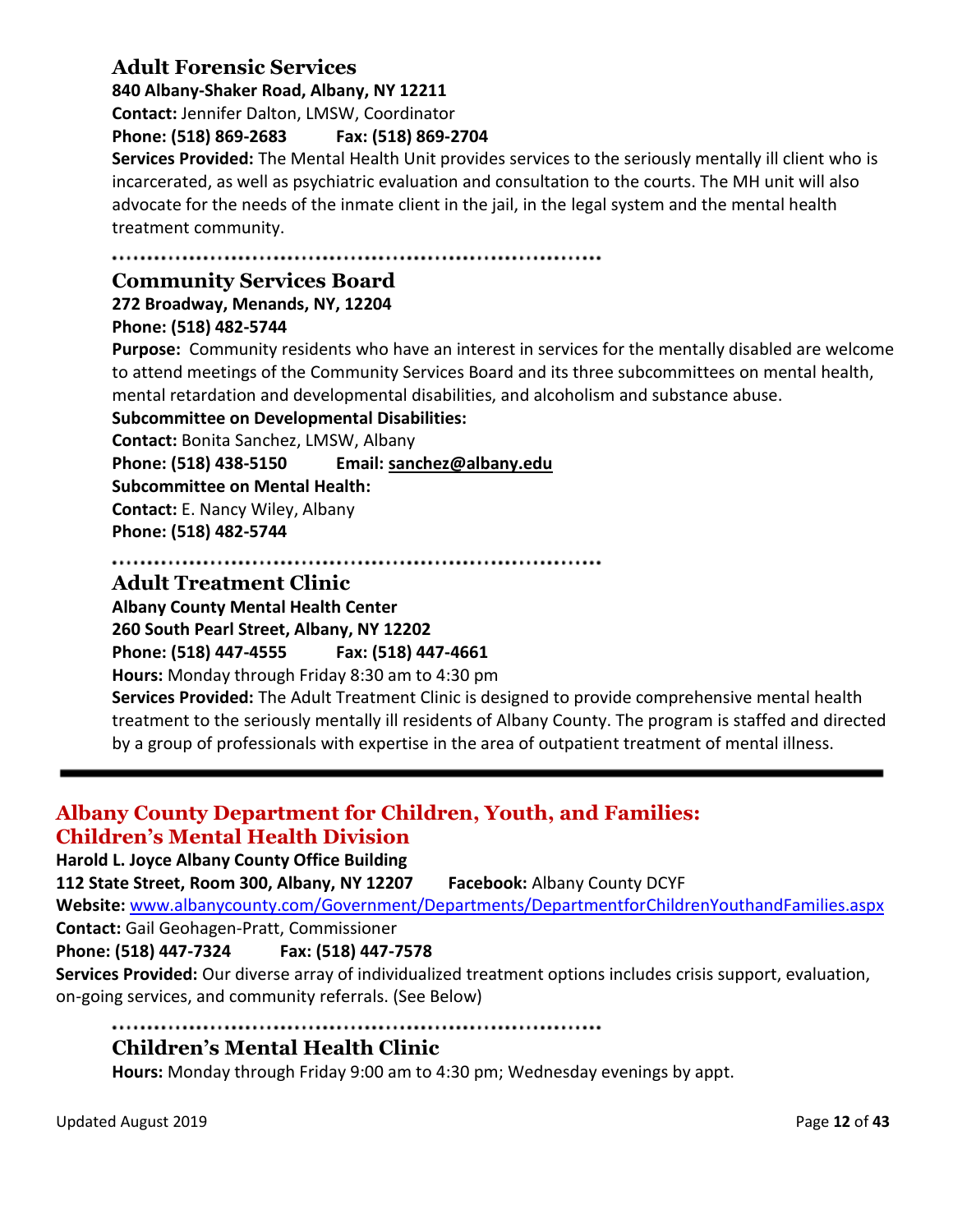### Adult Forensic Services

**840 Albany-Shaker Road, Albany, NY 12211**
**Contact:** Jennifer Dalton, LMSW, Coordinator
**Phone: (518) 869-2683** **Fax: (518) 869-2704**
**Services Provided:** The Mental Health Unit provides services to the seriously mentally ill client who is incarcerated, as well as psychiatric evaluation and consultation to the courts. The MH unit will also advocate for the needs of the inmate client in the jail, in the legal system and the mental health treatment community.

---

### Community Services Board

**272 Broadway, Menands, NY, 12204**
**Phone: (518) 482-5744**
**Purpose:** Community residents who have an interest in services for the mentally disabled are welcome to attend meetings of the Community Services Board and its three subcommittees on mental health, mental retardation and developmental disabilities, and alcoholism and substance abuse.
**Subcommittee on Developmental Disabilities:**
**Contact:** Bonita Sanchez, LMSW, Albany
**Phone: (518) 438-5150** **Email: sanchez@albany.edu**
**Subcommittee on Mental Health:**
**Contact:** E. Nancy Wiley, Albany
**Phone: (518) 482-5744**

---

### Adult Treatment Clinic

**Albany County Mental Health Center**
**260 South Pearl Street, Albany, NY 12202**
**Phone: (518) 447-4555** **Fax: (518) 447-4661**
**Hours:** Monday through Friday 8:30 am to 4:30 pm
**Services Provided:** The Adult Treatment Clinic is designed to provide comprehensive mental health treatment to the seriously mentally ill residents of Albany County. The program is staffed and directed by a group of professionals with expertise in the area of outpatient treatment of mental illness.

---

## Albany County Department for Children, Youth, and Families: Children's Mental Health Division

**Harold L. Joyce Albany County Office Building**
**112 State Street, Room 300, Albany, NY 12207** **Facebook:** Albany County DCYF
**Website:** www.albanycounty.com/Government/Departments/DepartmentforChildrenYouthandFamilies.aspx
**Contact:** Gail Geohagen-Pratt, Commissioner
**Phone: (518) 447-7324** **Fax: (518) 447-7578**
**Services Provided:** Our diverse array of individualized treatment options includes crisis support, evaluation, on-going services, and community referrals. (See Below)

---

### Children's Mental Health Clinic

**Hours:** Monday through Friday 9:00 am to 4:30 pm; Wednesday evenings by appt.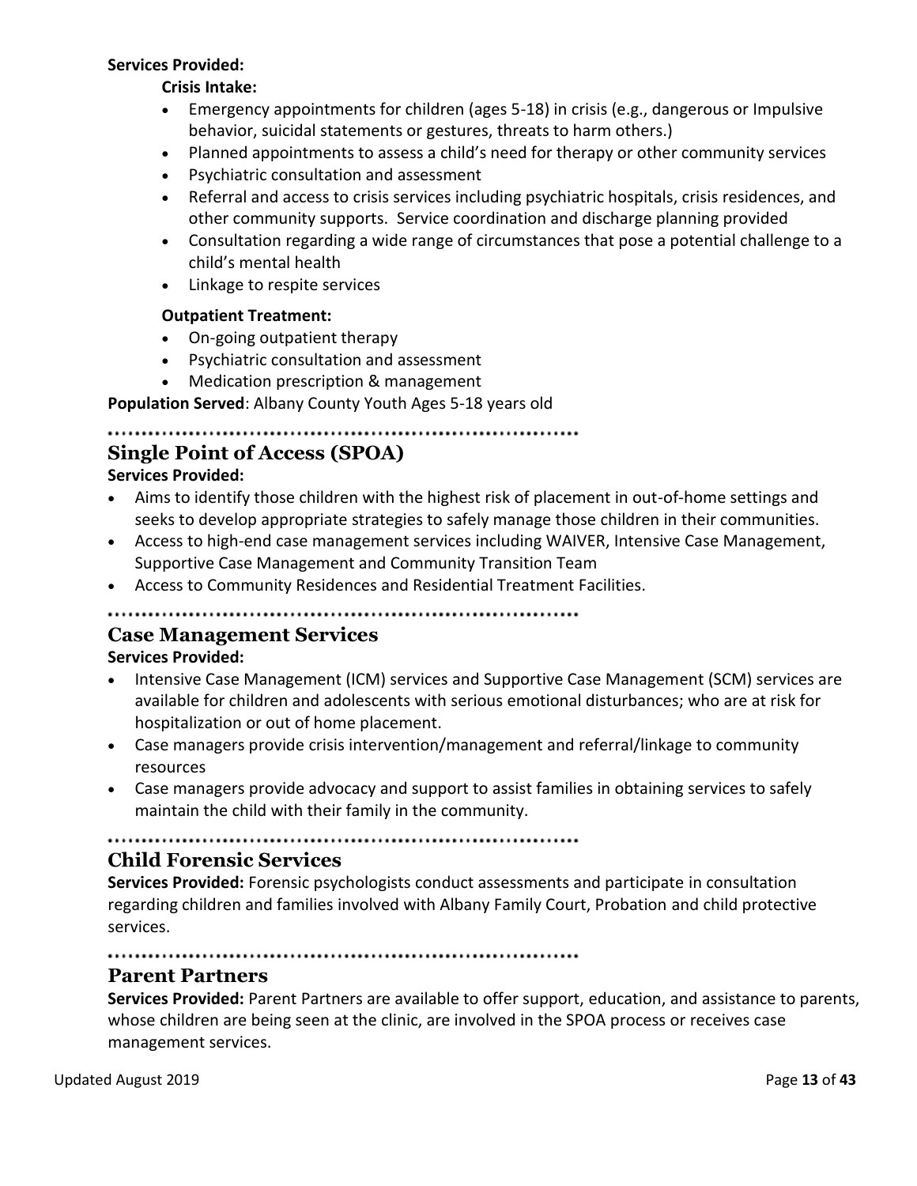**Services Provided:**

**Crisis Intake:**

- Emergency appointments for children (ages 5-18) in crisis (e.g., dangerous or Impulsive behavior, suicidal statements or gestures, threats to harm others.)
- Planned appointments to assess a child's need for therapy or other community services
- Psychiatric consultation and assessment
- Referral and access to crisis services including psychiatric hospitals, crisis residences, and other community supports. Service coordination and discharge planning provided
- Consultation regarding a wide range of circumstances that pose a potential challenge to a child's mental health
- Linkage to respite services

**Outpatient Treatment:**

- On-going outpatient therapy
- Psychiatric consultation and assessment
- Medication prescription & management

**Population Served**: Albany County Youth Ages 5-18 years old

## Single Point of Access (SPOA)

**Services Provided:**

- Aims to identify those children with the highest risk of placement in out-of-home settings and seeks to develop appropriate strategies to safely manage those children in their communities.
- Access to high-end case management services including WAIVER, Intensive Case Management, Supportive Case Management and Community Transition Team
- Access to Community Residences and Residential Treatment Facilities.

## Case Management Services

**Services Provided:**

- Intensive Case Management (ICM) services and Supportive Case Management (SCM) services are available for children and adolescents with serious emotional disturbances; who are at risk for hospitalization or out of home placement.
- Case managers provide crisis intervention/management and referral/linkage to community resources
- Case managers provide advocacy and support to assist families in obtaining services to safely maintain the child with their family in the community.

## Child Forensic Services

**Services Provided:** Forensic psychologists conduct assessments and participate in consultation regarding children and families involved with Albany Family Court, Probation and child protective services.

## Parent Partners

**Services Provided:** Parent Partners are available to offer support, education, and assistance to parents, whose children are being seen at the clinic, are involved in the SPOA process or receives case management services.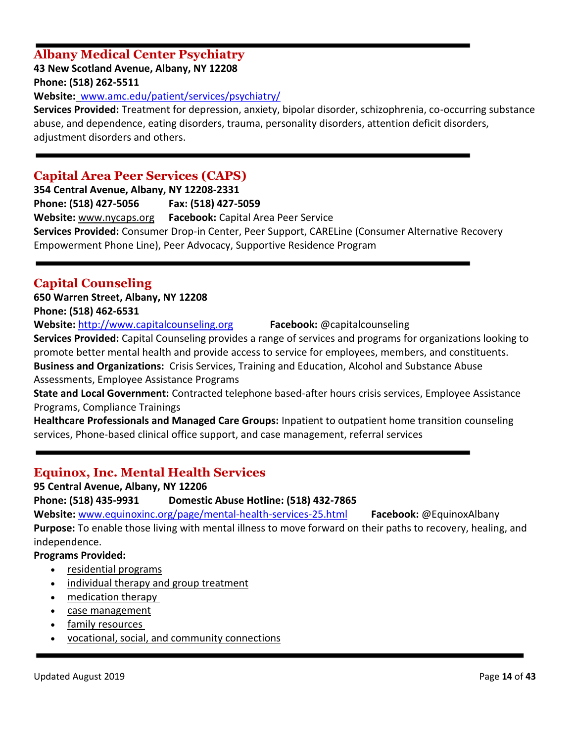## Albany Medical Center Psychiatry

**43 New Scotland Avenue, Albany, NY 12208**
**Phone: (518) 262-5511**
**Website:** www.amc.edu/patient/services/psychiatry/
**Services Provided:** Treatment for depression, anxiety, bipolar disorder, schizophrenia, co-occurring substance abuse, and dependence, eating disorders, trauma, personality disorders, attention deficit disorders, adjustment disorders and others.

---

## Capital Area Peer Services (CAPS)

**354 Central Avenue, Albany, NY 12208-2331**
**Phone: (518) 427-5056** **Fax: (518) 427-5059**
**Website:** www.nycaps.org **Facebook:** Capital Area Peer Service
**Services Provided:** Consumer Drop-in Center, Peer Support, CARELine (Consumer Alternative Recovery Empowerment Phone Line), Peer Advocacy, Supportive Residence Program

---

## Capital Counseling

**650 Warren Street, Albany, NY 12208**
**Phone: (518) 462-6531**
**Website:** http://www.capitalcounseling.org **Facebook:** @capitalcounseling
**Services Provided:** Capital Counseling provides a range of services and programs for organizations looking to promote better mental health and provide access to service for employees, members, and constituents.
**Business and Organizations:** Crisis Services, Training and Education, Alcohol and Substance Abuse Assessments, Employee Assistance Programs
**State and Local Government:** Contracted telephone based-after hours crisis services, Employee Assistance Programs, Compliance Trainings
**Healthcare Professionals and Managed Care Groups:** Inpatient to outpatient home transition counseling services, Phone-based clinical office support, and case management, referral services

---

## Equinox, Inc. Mental Health Services

**95 Central Avenue, Albany, NY 12206**
**Phone: (518) 435-9931** **Domestic Abuse Hotline: (518) 432-7865**
**Website:** www.equinoxinc.org/page/mental-health-services-25.html **Facebook:** @EquinoxAlbany
**Purpose:** To enable those living with mental illness to move forward on their paths to recovery, healing, and independence.
**Programs Provided:**

- residential programs
- individual therapy and group treatment
- medication therapy
- case management
- family resources
- vocational, social, and community connections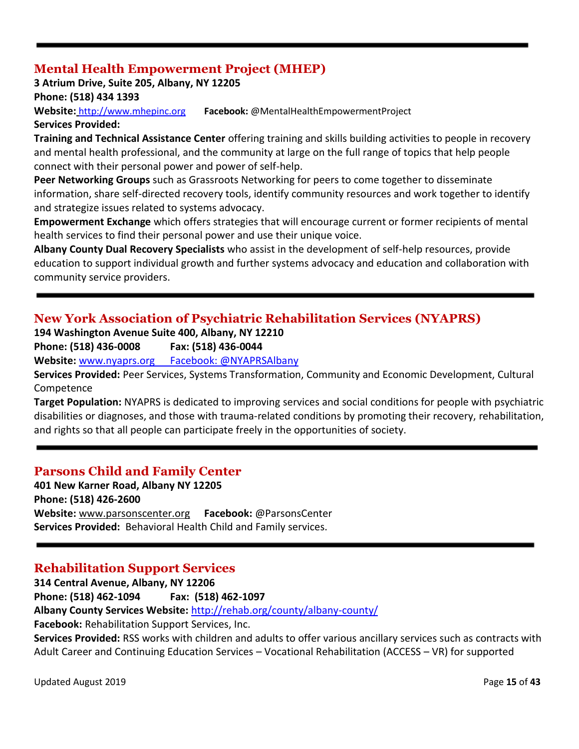---

## Mental Health Empowerment Project (MHEP)

**3 Atrium Drive, Suite 205, Albany, NY 12205**
**Phone: (518) 434 1393**
**Website:** http://www.mhepinc.org **Facebook:** @MentalHealthEmpowermentProject
**Services Provided:**
**Training and Technical Assistance Center** offering training and skills building activities to people in recovery and mental health professional, and the community at large on the full range of topics that help people connect with their personal power and power of self-help.
**Peer Networking Groups** such as Grassroots Networking for peers to come together to disseminate information, share self-directed recovery tools, identify community resources and work together to identify and strategize issues related to systems advocacy.
**Empowerment Exchange** which offers strategies that will encourage current or former recipients of mental health services to find their personal power and use their unique voice.
**Albany County Dual Recovery Specialists** who assist in the development of self-help resources, provide education to support individual growth and further systems advocacy and education and collaboration with community service providers.

---

## New York Association of Psychiatric Rehabilitation Services (NYAPRS)

**194 Washington Avenue Suite 400, Albany, NY 12210**
**Phone: (518) 436-0008** **Fax: (518) 436-0044**
**Website:** www.nyaprs.org Facebook: @NYAPRSAlbany
**Services Provided:** Peer Services, Systems Transformation, Community and Economic Development, Cultural Competence
**Target Population:** NYAPRS is dedicated to improving services and social conditions for people with psychiatric disabilities or diagnoses, and those with trauma-related conditions by promoting their recovery, rehabilitation, and rights so that all people can participate freely in the opportunities of society.

---

## Parsons Child and Family Center

**401 New Karner Road, Albany NY 12205**
**Phone: (518) 426-2600**
**Website:** www.parsonscenter.org **Facebook:** @ParsonsCenter
**Services Provided:** Behavioral Health Child and Family services.

---

## Rehabilitation Support Services

**314 Central Avenue, Albany, NY 12206**
**Phone: (518) 462-1094** **Fax: (518) 462-1097**
**Albany County Services Website:** http://rehab.org/county/albany-county/
**Facebook:** Rehabilitation Support Services, Inc.
**Services Provided:** RSS works with children and adults to offer various ancillary services such as contracts with Adult Career and Continuing Education Services – Vocational Rehabilitation (ACCESS – VR) for supported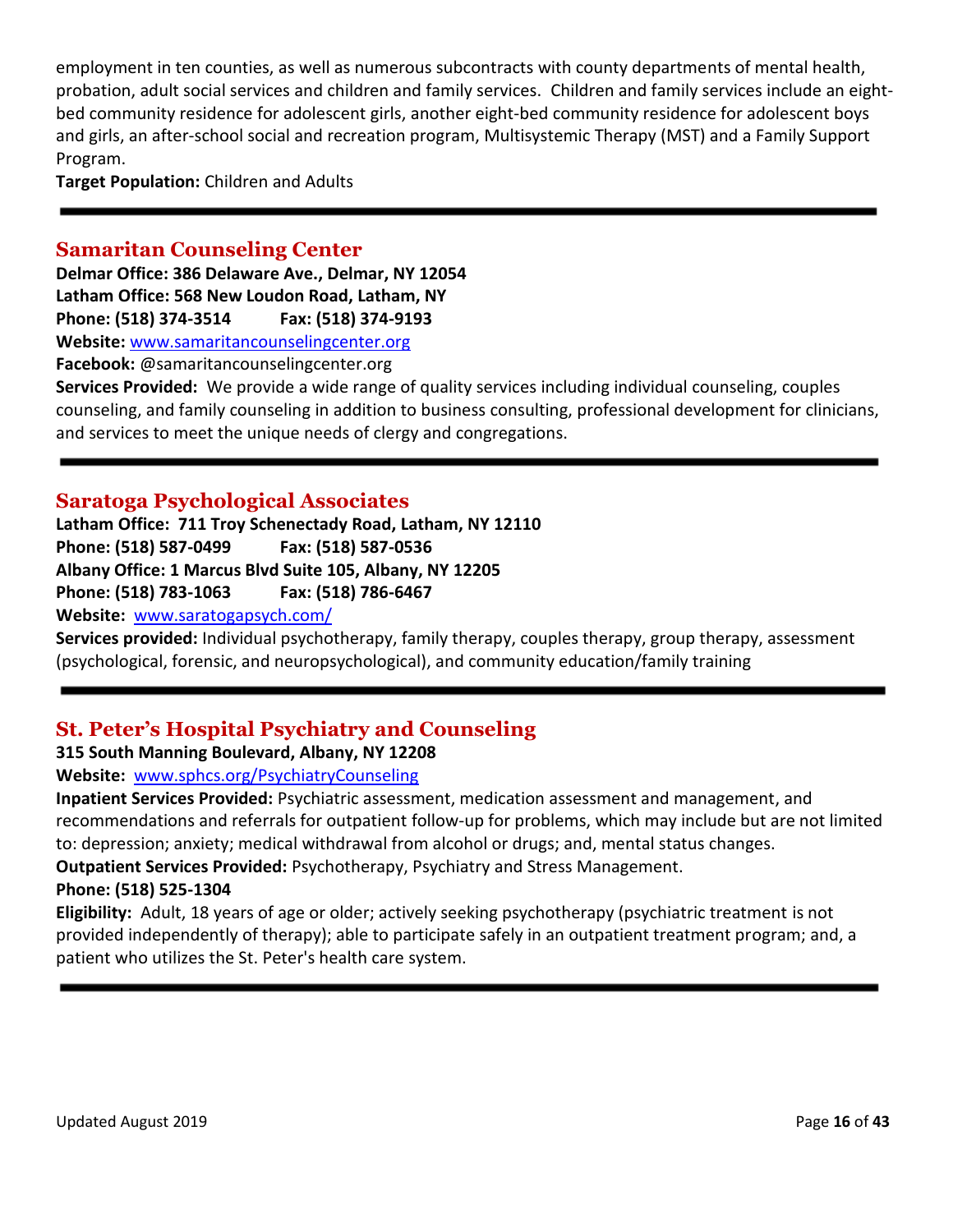employment in ten counties, as well as numerous subcontracts with county departments of mental health, probation, adult social services and children and family services. Children and family services include an eight-bed community residence for adolescent girls, another eight-bed community residence for adolescent boys and girls, an after-school social and recreation program, Multisystemic Therapy (MST) and a Family Support Program.

**Target Population:** Children and Adults

---

## Samaritan Counseling Center

**Delmar Office: 386 Delaware Ave., Delmar, NY 12054**
**Latham Office: 568 New Loudon Road, Latham, NY**
**Phone: (518) 374-3514 Fax: (518) 374-9193**
**Website:** www.samaritancounselingcenter.org
**Facebook:** @samaritancounselingcenter.org
**Services Provided:** We provide a wide range of quality services including individual counseling, couples counseling, and family counseling in addition to business consulting, professional development for clinicians, and services to meet the unique needs of clergy and congregations.

---

## Saratoga Psychological Associates

**Latham Office: 711 Troy Schenectady Road, Latham, NY 12110**
**Phone: (518) 587-0499 Fax: (518) 587-0536**
**Albany Office: 1 Marcus Blvd Suite 105, Albany, NY 12205**
**Phone: (518) 783-1063 Fax: (518) 786-6467**
**Website:** www.saratogapsych.com/
**Services provided:** Individual psychotherapy, family therapy, couples therapy, group therapy, assessment (psychological, forensic, and neuropsychological), and community education/family training

---

## St. Peter's Hospital Psychiatry and Counseling

**315 South Manning Boulevard, Albany, NY 12208**
**Website:** www.sphcs.org/PsychiatryCounseling
**Inpatient Services Provided:** Psychiatric assessment, medication assessment and management, and recommendations and referrals for outpatient follow-up for problems, which may include but are not limited to: depression; anxiety; medical withdrawal from alcohol or drugs; and, mental status changes.
**Outpatient Services Provided:** Psychotherapy, Psychiatry and Stress Management.
**Phone: (518) 525-1304**
**Eligibility:** Adult, 18 years of age or older; actively seeking psychotherapy (psychiatric treatment is not provided independently of therapy); able to participate safely in an outpatient treatment program; and, a patient who utilizes the St. Peter's health care system.

---

Updated August 2019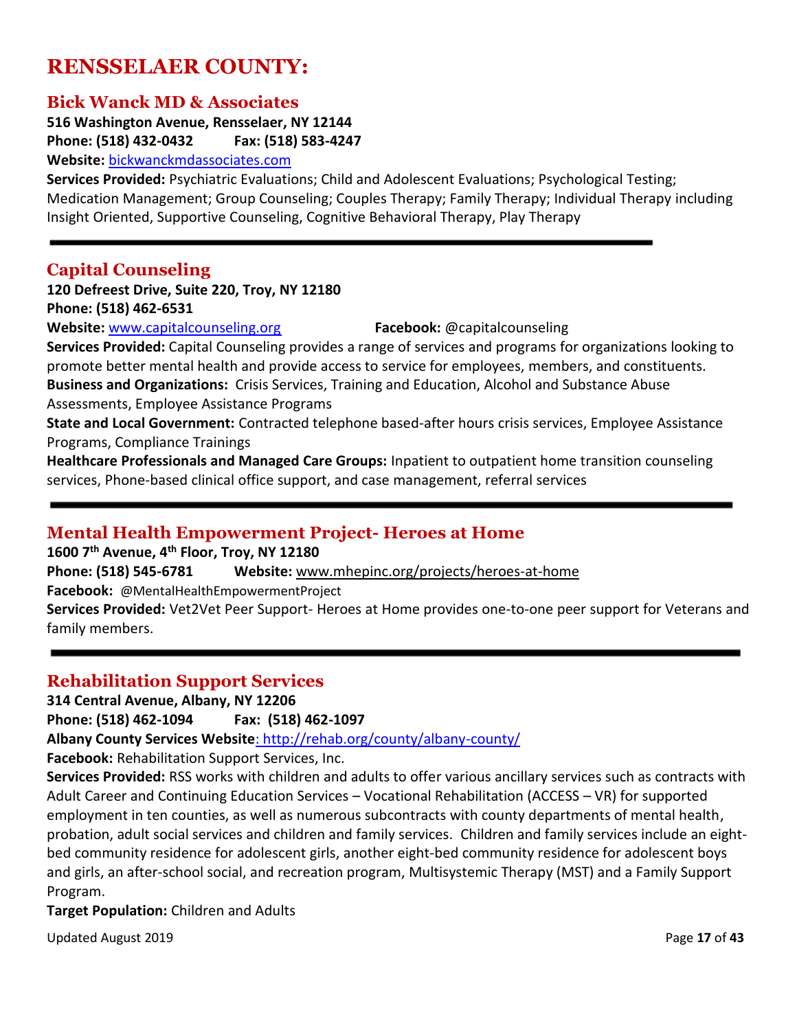# RENSSELAER COUNTY:

## Bick Wanck MD & Associates

**516 Washington Avenue, Rensselaer, NY 12144**
**Phone: (518) 432-0432 Fax: (518) 583-4247**
**Website:** bickwanckmdassociates.com
**Services Provided:** Psychiatric Evaluations; Child and Adolescent Evaluations; Psychological Testing; Medication Management; Group Counseling; Couples Therapy; Family Therapy; Individual Therapy including Insight Oriented, Supportive Counseling, Cognitive Behavioral Therapy, Play Therapy

---

## Capital Counseling

**120 Defreest Drive, Suite 220, Troy, NY 12180**
**Phone: (518) 462-6531**
**Website:** www.capitalcounseling.org **Facebook:** @capitalcounseling
**Services Provided:** Capital Counseling provides a range of services and programs for organizations looking to promote better mental health and provide access to service for employees, members, and constituents.
**Business and Organizations:** Crisis Services, Training and Education, Alcohol and Substance Abuse Assessments, Employee Assistance Programs
**State and Local Government:** Contracted telephone based-after hours crisis services, Employee Assistance Programs, Compliance Trainings
**Healthcare Professionals and Managed Care Groups:** Inpatient to outpatient home transition counseling services, Phone-based clinical office support, and case management, referral services

---

## Mental Health Empowerment Project- Heroes at Home

**1600 7th Avenue, 4th Floor, Troy, NY 12180**
**Phone: (518) 545-6781 Website:** www.mhepinc.org/projects/heroes-at-home
**Facebook:** @MentalHealthEmpowermentProject
**Services Provided:** Vet2Vet Peer Support- Heroes at Home provides one-to-one peer support for Veterans and family members.

---

## Rehabilitation Support Services

**314 Central Avenue, Albany, NY 12206**
**Phone: (518) 462-1094 Fax: (518) 462-1097**
**Albany County Services Website**: http://rehab.org/county/albany-county/
**Facebook:** Rehabilitation Support Services, Inc.
**Services Provided:** RSS works with children and adults to offer various ancillary services such as contracts with Adult Career and Continuing Education Services – Vocational Rehabilitation (ACCESS – VR) for supported employment in ten counties, as well as numerous subcontracts with county departments of mental health, probation, adult social services and children and family services. Children and family services include an eight-bed community residence for adolescent girls, another eight-bed community residence for adolescent boys and girls, an after-school social, and recreation program, Multisystemic Therapy (MST) and a Family Support Program.
**Target Population:** Children and Adults

Updated August 2019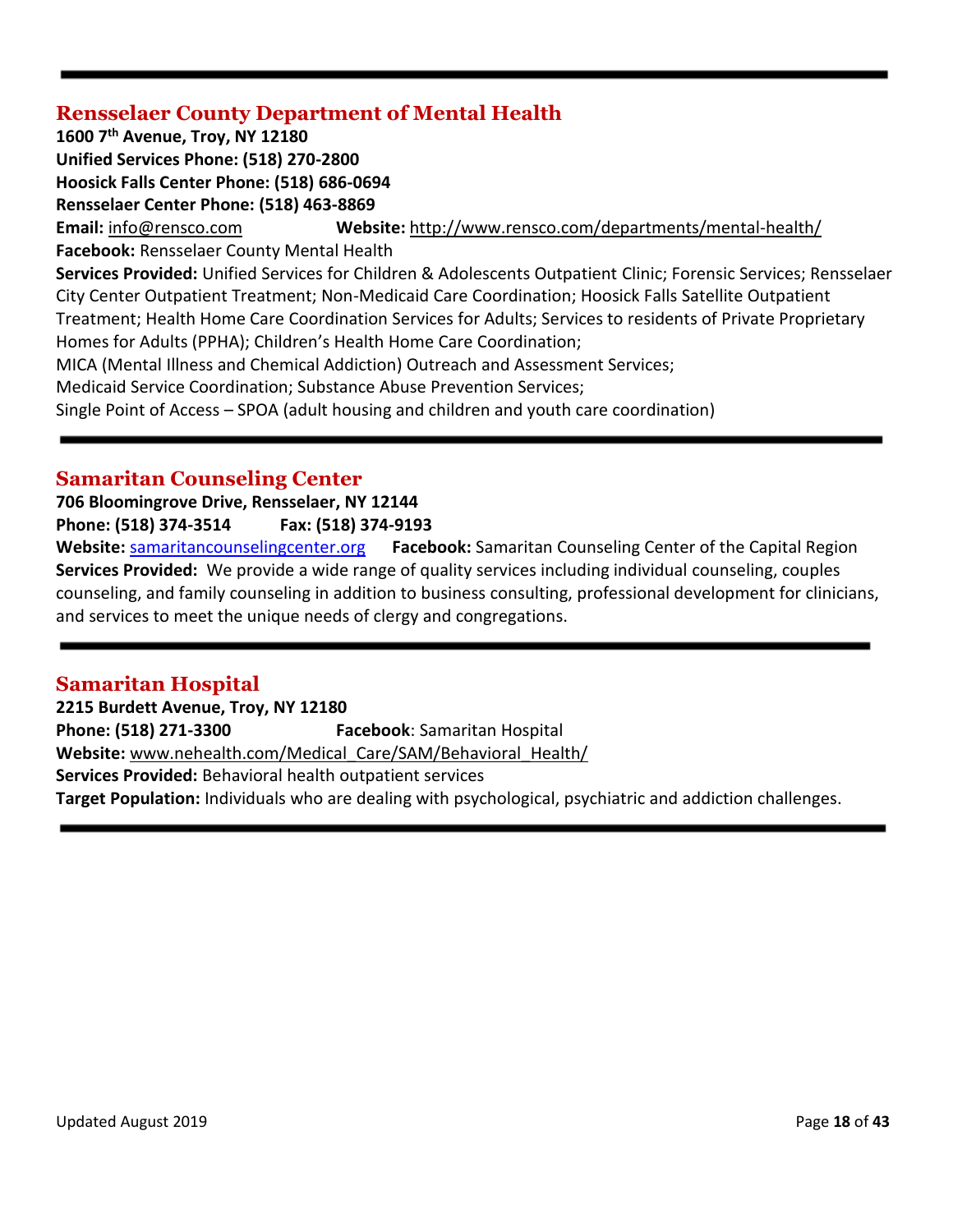## Rensselaer County Department of Mental Health

**1600 7th Avenue, Troy, NY 12180**
**Unified Services Phone: (518) 270-2800**
**Hoosick Falls Center Phone: (518) 686-0694**
**Rensselaer Center Phone: (518) 463-8869**
**Email:** info@rensco.com **Website:** http://www.rensco.com/departments/mental-health/
**Facebook:** Rensselaer County Mental Health
**Services Provided:** Unified Services for Children & Adolescents Outpatient Clinic; Forensic Services; Rensselaer City Center Outpatient Treatment; Non-Medicaid Care Coordination; Hoosick Falls Satellite Outpatient Treatment; Health Home Care Coordination Services for Adults; Services to residents of Private Proprietary Homes for Adults (PPHA); Children's Health Home Care Coordination;
MICA (Mental Illness and Chemical Addiction) Outreach and Assessment Services;
Medicaid Service Coordination; Substance Abuse Prevention Services;
Single Point of Access – SPOA (adult housing and children and youth care coordination)

---

## Samaritan Counseling Center

**706 Bloomingrove Drive, Rensselaer, NY 12144**
**Phone: (518) 374-3514** **Fax: (518) 374-9193**
**Website:** samaritancounselingcenter.org **Facebook:** Samaritan Counseling Center of the Capital Region
**Services Provided:** We provide a wide range of quality services including individual counseling, couples counseling, and family counseling in addition to business consulting, professional development for clinicians, and services to meet the unique needs of clergy and congregations.

---

## Samaritan Hospital

**2215 Burdett Avenue, Troy, NY 12180**
**Phone: (518) 271-3300** **Facebook**: Samaritan Hospital
**Website:** www.nehealth.com/Medical_Care/SAM/Behavioral_Health/
**Services Provided:** Behavioral health outpatient services
**Target Population:** Individuals who are dealing with psychological, psychiatric and addiction challenges.

---

Updated August 2019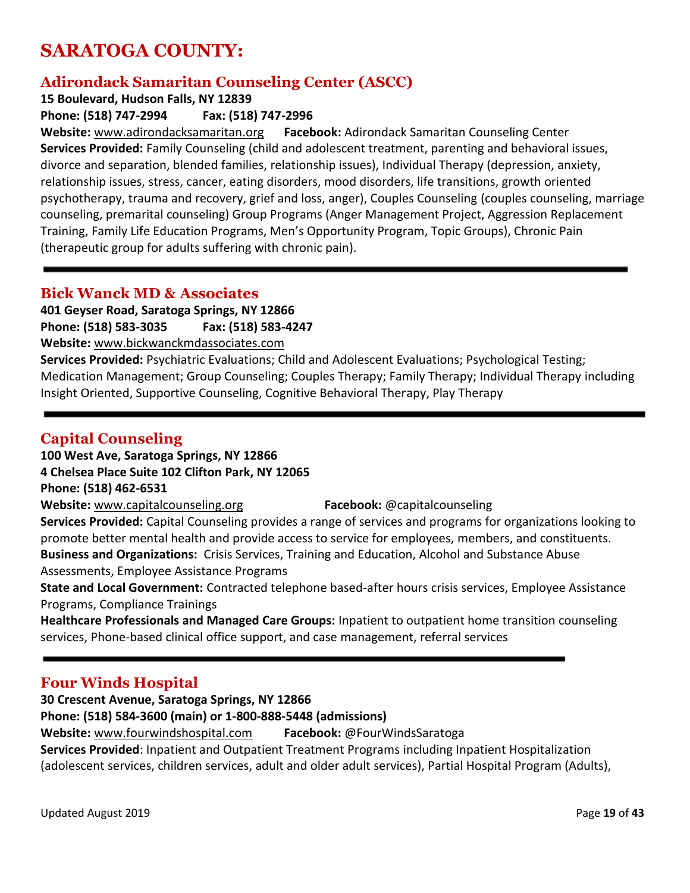# SARATOGA COUNTY:

## Adirondack Samaritan Counseling Center (ASCC)

**15 Boulevard, Hudson Falls, NY 12839**
**Phone: (518) 747-2994 Fax: (518) 747-2996**
**Website:** www.adirondacksamaritan.org **Facebook:** Adirondack Samaritan Counseling Center
**Services Provided:** Family Counseling (child and adolescent treatment, parenting and behavioral issues, divorce and separation, blended families, relationship issues), Individual Therapy (depression, anxiety, relationship issues, stress, cancer, eating disorders, mood disorders, life transitions, growth oriented psychotherapy, trauma and recovery, grief and loss, anger), Couples Counseling (couples counseling, marriage counseling, premarital counseling) Group Programs (Anger Management Project, Aggression Replacement Training, Family Life Education Programs, Men's Opportunity Program, Topic Groups), Chronic Pain (therapeutic group for adults suffering with chronic pain).

---

## Bick Wanck MD & Associates

**401 Geyser Road, Saratoga Springs, NY 12866**
**Phone: (518) 583-3035 Fax: (518) 583-4247**
**Website:** www.bickwanckmdassociates.com
**Services Provided:** Psychiatric Evaluations; Child and Adolescent Evaluations; Psychological Testing; Medication Management; Group Counseling; Couples Therapy; Family Therapy; Individual Therapy including Insight Oriented, Supportive Counseling, Cognitive Behavioral Therapy, Play Therapy

---

## Capital Counseling

**100 West Ave, Saratoga Springs, NY 12866**
**4 Chelsea Place Suite 102 Clifton Park, NY 12065**
**Phone: (518) 462-6531**
**Website:** www.capitalcounseling.org **Facebook:** @capitalcounseling
**Services Provided:** Capital Counseling provides a range of services and programs for organizations looking to promote better mental health and provide access to service for employees, members, and constituents.
**Business and Organizations:** Crisis Services, Training and Education, Alcohol and Substance Abuse Assessments, Employee Assistance Programs
**State and Local Government:** Contracted telephone based-after hours crisis services, Employee Assistance Programs, Compliance Trainings
**Healthcare Professionals and Managed Care Groups:** Inpatient to outpatient home transition counseling services, Phone-based clinical office support, and case management, referral services

---

## Four Winds Hospital

**30 Crescent Avenue, Saratoga Springs, NY 12866**
**Phone: (518) 584-3600 (main) or 1-800-888-5448 (admissions)**
**Website:** www.fourwindshospital.com **Facebook:** @FourWindsSaratoga
**Services Provided**: Inpatient and Outpatient Treatment Programs including Inpatient Hospitalization (adolescent services, children services, adult and older adult services), Partial Hospital Program (Adults),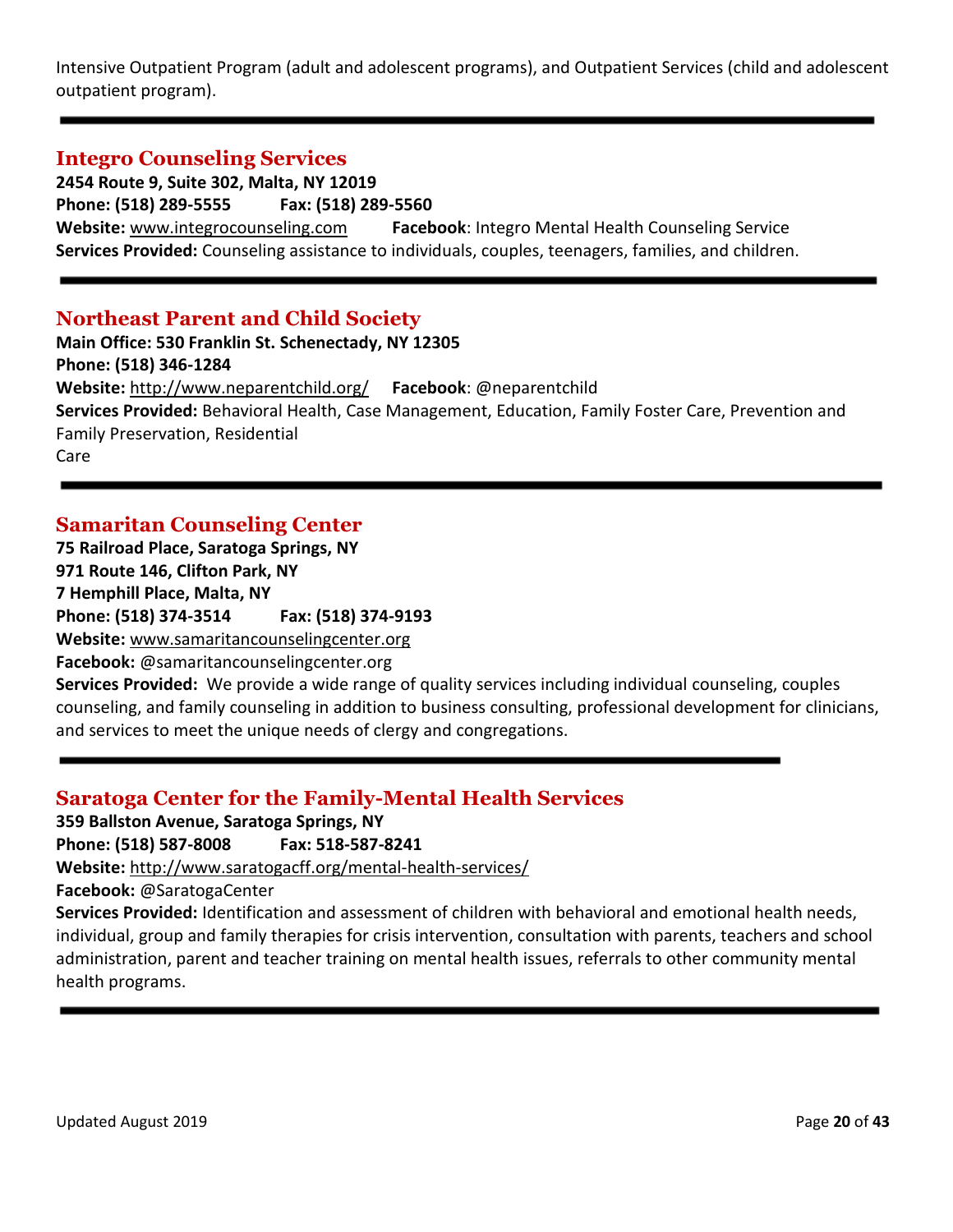Intensive Outpatient Program (adult and adolescent programs), and Outpatient Services (child and adolescent outpatient program).

---

## Integro Counseling Services

**2454 Route 9, Suite 302, Malta, NY 12019**
**Phone: (518) 289-5555** **Fax: (518) 289-5560**
**Website:** www.integrocounseling.com **Facebook**: Integro Mental Health Counseling Service
**Services Provided:** Counseling assistance to individuals, couples, teenagers, families, and children.

---

## Northeast Parent and Child Society

**Main Office: 530 Franklin St. Schenectady, NY 12305**
**Phone: (518) 346-1284**
**Website:** http://www.neparentchild.org/ **Facebook**: @neparentchild
**Services Provided:** Behavioral Health, Case Management, Education, Family Foster Care, Prevention and Family Preservation, Residential Care

---

## Samaritan Counseling Center

**75 Railroad Place, Saratoga Springs, NY**
**971 Route 146, Clifton Park, NY**
**7 Hemphill Place, Malta, NY**
**Phone: (518) 374-3514** **Fax: (518) 374-9193**
**Website:** www.samaritancounselingcenter.org
**Facebook:** @samaritancounselingcenter.org
**Services Provided:** We provide a wide range of quality services including individual counseling, couples counseling, and family counseling in addition to business consulting, professional development for clinicians, and services to meet the unique needs of clergy and congregations.

---

## Saratoga Center for the Family-Mental Health Services

**359 Ballston Avenue, Saratoga Springs, NY**
**Phone: (518) 587-8008** **Fax: 518-587-8241**
**Website:** http://www.saratogacff.org/mental-health-services/
**Facebook:** @SaratogaCenter
**Services Provided:** Identification and assessment of children with behavioral and emotional health needs, individual, group and family therapies for crisis intervention, consultation with parents, teachers and school administration, parent and teacher training on mental health issues, referrals to other community mental health programs.

---

Updated August 2019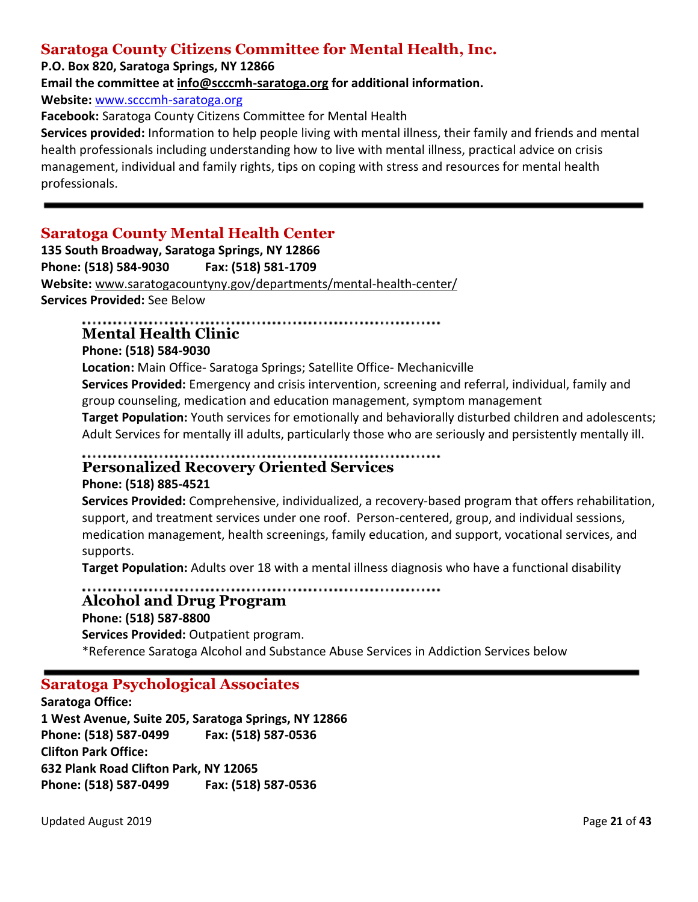## Saratoga County Citizens Committee for Mental Health, Inc.

**P.O. Box 820, Saratoga Springs, NY 12866**

**Email the committee at info@scccmh-saratoga.org for additional information.**

**Website:** www.scccmh-saratoga.org

**Facebook:** Saratoga County Citizens Committee for Mental Health

**Services provided:** Information to help people living with mental illness, their family and friends and mental health professionals including understanding how to live with mental illness, practical advice on crisis management, individual and family rights, tips on coping with stress and resources for mental health professionals.

---

## Saratoga County Mental Health Center

**135 South Broadway, Saratoga Springs, NY 12866**

**Phone: (518) 584-9030 Fax: (518) 581-1709**

**Website:** www.saratogacountyny.gov/departments/mental-health-center/

**Services Provided:** See Below

### Mental Health Clinic

**Phone: (518) 584-9030**

**Location:** Main Office- Saratoga Springs; Satellite Office- Mechanicville

**Services Provided:** Emergency and crisis intervention, screening and referral, individual, family and group counseling, medication and education management, symptom management

**Target Population:** Youth services for emotionally and behaviorally disturbed children and adolescents; Adult Services for mentally ill adults, particularly those who are seriously and persistently mentally ill.

### Personalized Recovery Oriented Services

**Phone: (518) 885-4521**

**Services Provided:** Comprehensive, individualized, a recovery-based program that offers rehabilitation, support, and treatment services under one roof. Person-centered, group, and individual sessions, medication management, health screenings, family education, and support, vocational services, and supports.

**Target Population:** Adults over 18 with a mental illness diagnosis who have a functional disability

### Alcohol and Drug Program

**Phone: (518) 587-8800**

**Services Provided:** Outpatient program.

*Reference Saratoga Alcohol and Substance Abuse Services in Addiction Services below

---

## Saratoga Psychological Associates

**Saratoga Office:**

**1 West Avenue, Suite 205, Saratoga Springs, NY 12866**

**Phone: (518) 587-0499 Fax: (518) 587-0536**

**Clifton Park Office:**

**632 Plank Road Clifton Park, NY 12065**

**Phone: (518) 587-0499 Fax: (518) 587-0536**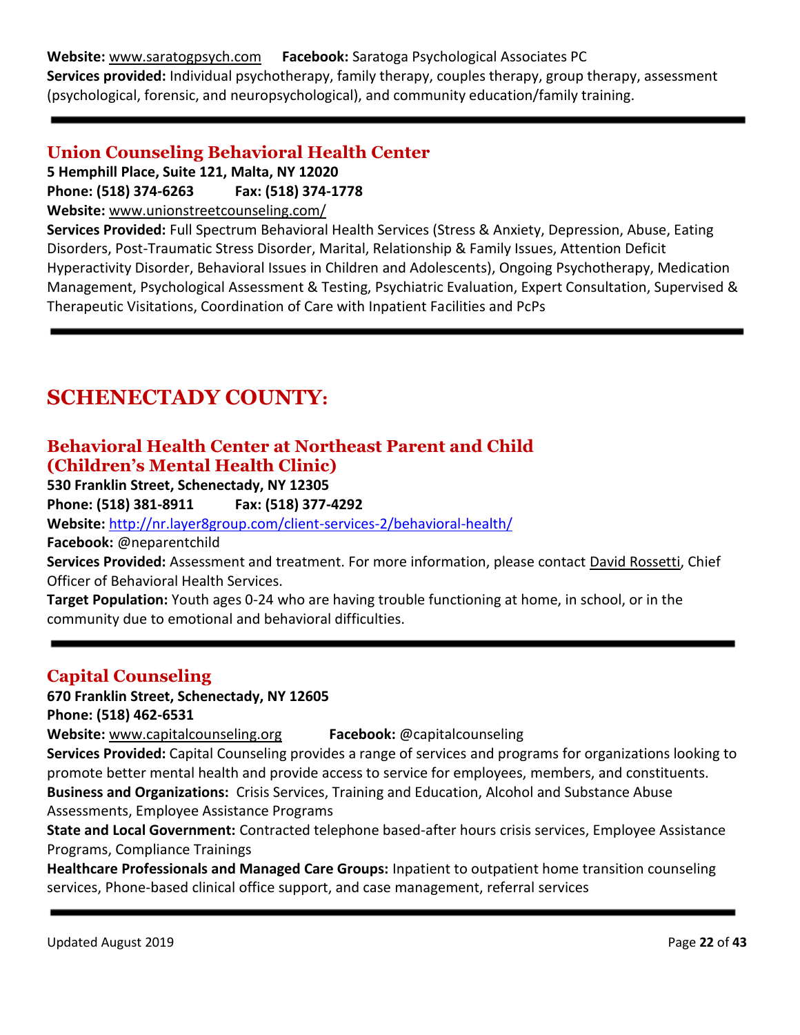**Website:** www.saratogpsych.com **Facebook:** Saratoga Psychological Associates PC
**Services provided:** Individual psychotherapy, family therapy, couples therapy, group therapy, assessment (psychological, forensic, and neuropsychological), and community education/family training.

---

### Union Counseling Behavioral Health Center

**5 Hemphill Place, Suite 121, Malta, NY 12020**
**Phone: (518) 374-6263 Fax: (518) 374-1778**
**Website:** www.unionstreetcounseling.com/
**Services Provided:** Full Spectrum Behavioral Health Services (Stress & Anxiety, Depression, Abuse, Eating Disorders, Post-Traumatic Stress Disorder, Marital, Relationship & Family Issues, Attention Deficit Hyperactivity Disorder, Behavioral Issues in Children and Adolescents), Ongoing Psychotherapy, Medication Management, Psychological Assessment & Testing, Psychiatric Evaluation, Expert Consultation, Supervised & Therapeutic Visitations, Coordination of Care with Inpatient Facilities and PcPs

---

## SCHENECTADY COUNTY:

### Behavioral Health Center at Northeast Parent and Child (Children's Mental Health Clinic)

**530 Franklin Street, Schenectady, NY 12305**
**Phone: (518) 381-8911 Fax: (518) 377-4292**
**Website:** http://nr.layer8group.com/client-services-2/behavioral-health/
**Facebook:** @neparentchild
**Services Provided:** Assessment and treatment. For more information, please contact David Rossetti, Chief Officer of Behavioral Health Services.
**Target Population:** Youth ages 0-24 who are having trouble functioning at home, in school, or in the community due to emotional and behavioral difficulties.

---

### Capital Counseling

**670 Franklin Street, Schenectady, NY 12605**
**Phone: (518) 462-6531**
**Website:** www.capitalcounseling.org **Facebook:** @capitalcounseling
**Services Provided:** Capital Counseling provides a range of services and programs for organizations looking to promote better mental health and provide access to service for employees, members, and constituents.
**Business and Organizations:** Crisis Services, Training and Education, Alcohol and Substance Abuse Assessments, Employee Assistance Programs
**State and Local Government:** Contracted telephone based-after hours crisis services, Employee Assistance Programs, Compliance Trainings
**Healthcare Professionals and Managed Care Groups:** Inpatient to outpatient home transition counseling services, Phone-based clinical office support, and case management, referral services

---

Updated August 2019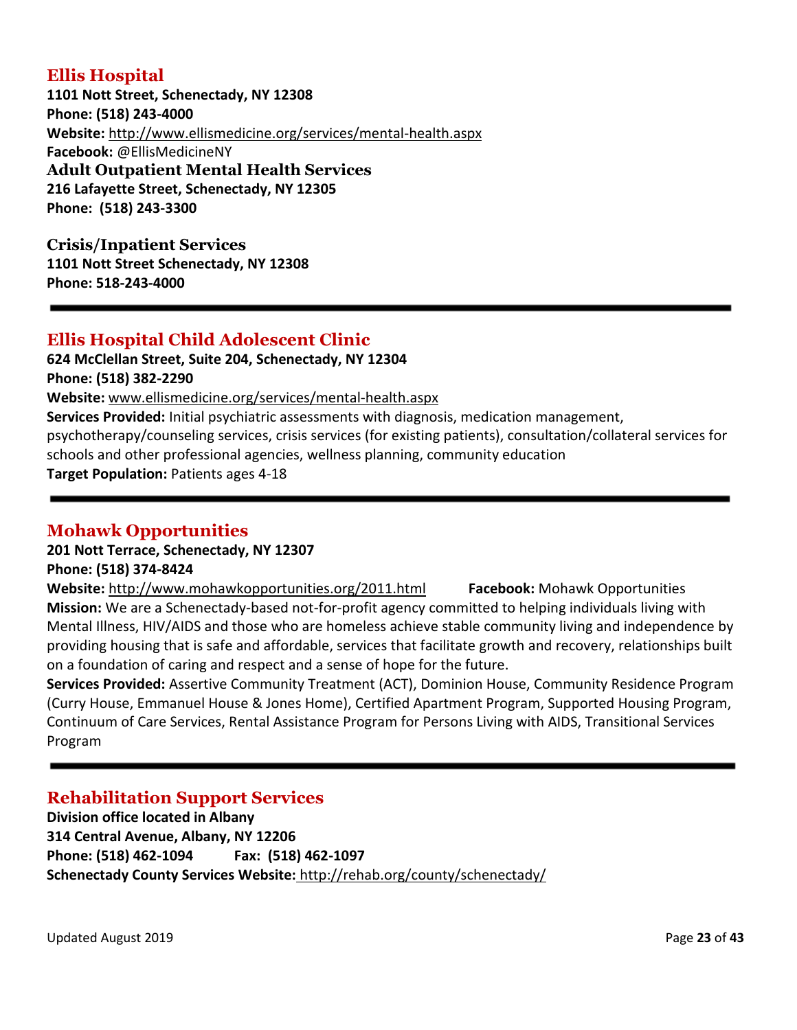## Ellis Hospital

**1101 Nott Street, Schenectady, NY 12308**
**Phone: (518) 243-4000**
**Website:** http://www.ellismedicine.org/services/mental-health.aspx
**Facebook:** @EllisMedicineNY

### Adult Outpatient Mental Health Services

**216 Lafayette Street, Schenectady, NY 12305**
**Phone: (518) 243-3300**

### Crisis/Inpatient Services

**1101 Nott Street Schenectady, NY 12308**
**Phone: 518-243-4000**

---

## Ellis Hospital Child Adolescent Clinic

**624 McClellan Street, Suite 204, Schenectady, NY 12304**
**Phone: (518) 382-2290**
**Website:** www.ellismedicine.org/services/mental-health.aspx
**Services Provided:** Initial psychiatric assessments with diagnosis, medication management, psychotherapy/counseling services, crisis services (for existing patients), consultation/collateral services for schools and other professional agencies, wellness planning, community education
**Target Population:** Patients ages 4-18

---

## Mohawk Opportunities

**201 Nott Terrace, Schenectady, NY 12307**
**Phone: (518) 374-8424**
**Website:** http://www.mohawkopportunities.org/2011.html **Facebook:** Mohawk Opportunities
**Mission:** We are a Schenectady-based not-for-profit agency committed to helping individuals living with Mental Illness, HIV/AIDS and those who are homeless achieve stable community living and independence by providing housing that is safe and affordable, services that facilitate growth and recovery, relationships built on a foundation of caring and respect and a sense of hope for the future.
**Services Provided:** Assertive Community Treatment (ACT), Dominion House, Community Residence Program (Curry House, Emmanuel House & Jones Home), Certified Apartment Program, Supported Housing Program, Continuum of Care Services, Rental Assistance Program for Persons Living with AIDS, Transitional Services Program

---

## Rehabilitation Support Services

**Division office located in Albany**
**314 Central Avenue, Albany, NY 12206**
**Phone: (518) 462-1094 Fax: (518) 462-1097**
**Schenectady County Services Website:** http://rehab.org/county/schenectady/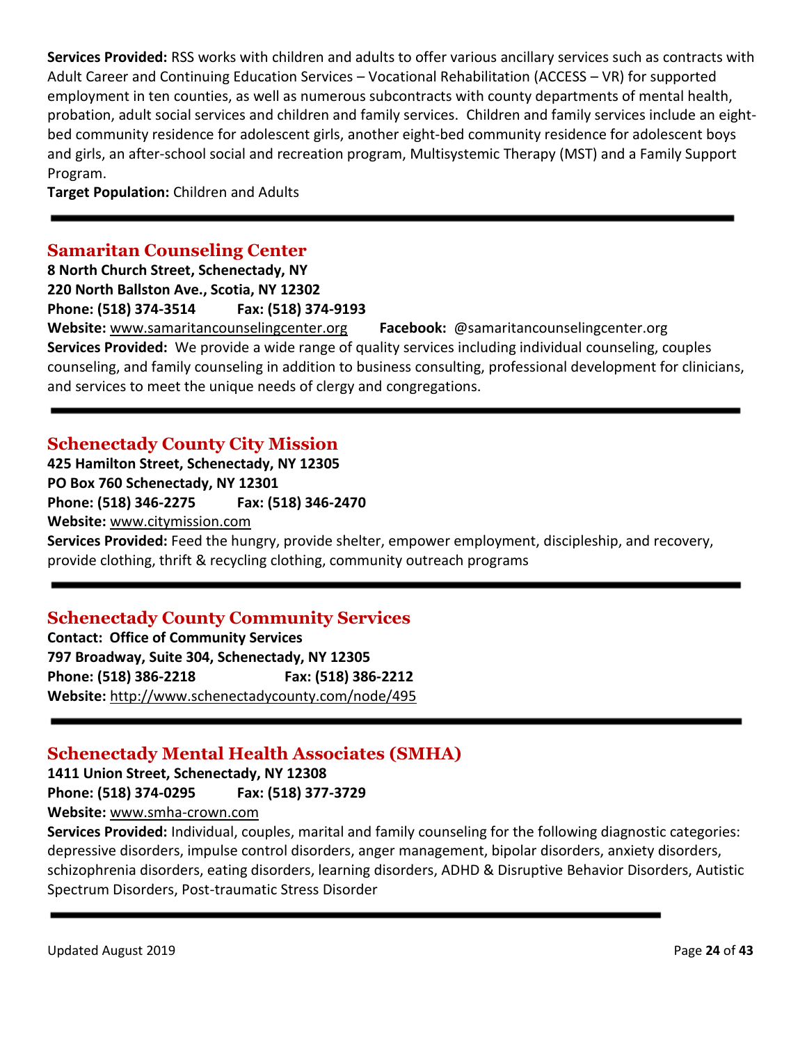**Services Provided:** RSS works with children and adults to offer various ancillary services such as contracts with Adult Career and Continuing Education Services – Vocational Rehabilitation (ACCESS – VR) for supported employment in ten counties, as well as numerous subcontracts with county departments of mental health, probation, adult social services and children and family services. Children and family services include an eight-bed community residence for adolescent girls, another eight-bed community residence for adolescent boys and girls, an after-school social and recreation program, Multisystemic Therapy (MST) and a Family Support Program.
**Target Population:** Children and Adults

---

## Samaritan Counseling Center

**8 North Church Street, Schenectady, NY**
**220 North Ballston Ave., Scotia, NY 12302**
**Phone: (518) 374-3514 Fax: (518) 374-9193**
**Website:** www.samaritancounselingcenter.org **Facebook:** @samaritancounselingcenter.org
**Services Provided:** We provide a wide range of quality services including individual counseling, couples counseling, and family counseling in addition to business consulting, professional development for clinicians, and services to meet the unique needs of clergy and congregations.

---

## Schenectady County City Mission

**425 Hamilton Street, Schenectady, NY 12305**
**PO Box 760 Schenectady, NY 12301**
**Phone: (518) 346-2275 Fax: (518) 346-2470**
**Website:** www.citymission.com
**Services Provided:** Feed the hungry, provide shelter, empower employment, discipleship, and recovery, provide clothing, thrift & recycling clothing, community outreach programs

---

## Schenectady County Community Services

**Contact: Office of Community Services**
**797 Broadway, Suite 304, Schenectady, NY 12305**
**Phone: (518) 386-2218 Fax: (518) 386-2212**
**Website:** http://www.schenectadycounty.com/node/495

---

## Schenectady Mental Health Associates (SMHA)

**1411 Union Street, Schenectady, NY 12308**
**Phone: (518) 374-0295 Fax: (518) 377-3729**
**Website:** www.smha-crown.com
**Services Provided:** Individual, couples, marital and family counseling for the following diagnostic categories: depressive disorders, impulse control disorders, anger management, bipolar disorders, anxiety disorders, schizophrenia disorders, eating disorders, learning disorders, ADHD & Disruptive Behavior Disorders, Autistic Spectrum Disorders, Post-traumatic Stress Disorder

---

Updated August 2019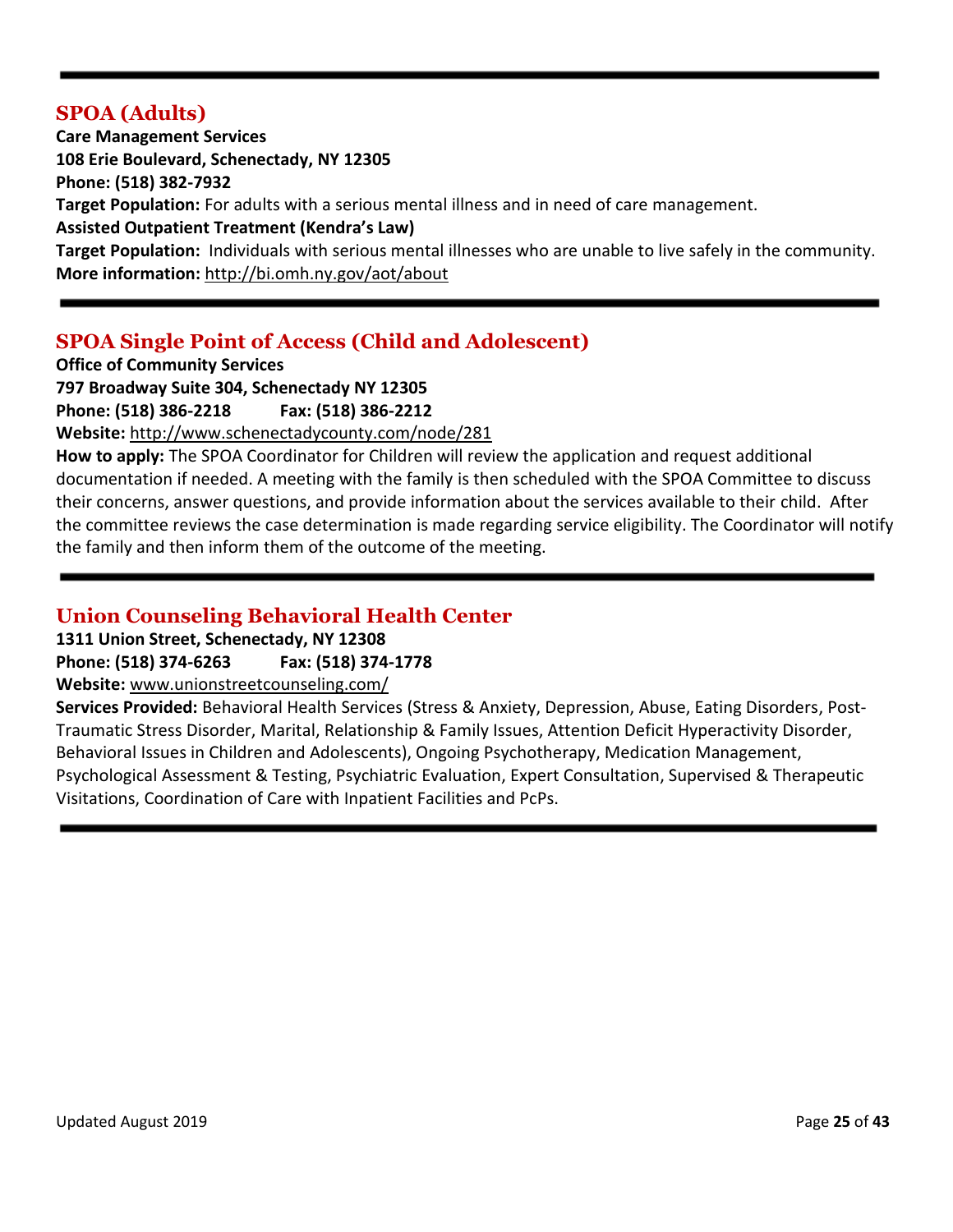---

## SPOA (Adults)

**Care Management Services**
**108 Erie Boulevard, Schenectady, NY 12305**
**Phone: (518) 382-7932**
**Target Population:** For adults with a serious mental illness and in need of care management.
**Assisted Outpatient Treatment (Kendra's Law)**
**Target Population:** Individuals with serious mental illnesses who are unable to live safely in the community.
**More information:** http://bi.omh.ny.gov/aot/about

---

## SPOA Single Point of Access (Child and Adolescent)

**Office of Community Services**
**797 Broadway Suite 304, Schenectady NY 12305**
**Phone: (518) 386-2218 Fax: (518) 386-2212**
**Website:** http://www.schenectadycounty.com/node/281
**How to apply:** The SPOA Coordinator for Children will review the application and request additional documentation if needed. A meeting with the family is then scheduled with the SPOA Committee to discuss their concerns, answer questions, and provide information about the services available to their child. After the committee reviews the case determination is made regarding service eligibility. The Coordinator will notify the family and then inform them of the outcome of the meeting.

---

## Union Counseling Behavioral Health Center

**1311 Union Street, Schenectady, NY 12308**
**Phone: (518) 374-6263 Fax: (518) 374-1778**
**Website:** www.unionstreetcounseling.com/
**Services Provided:** Behavioral Health Services (Stress & Anxiety, Depression, Abuse, Eating Disorders, Post-Traumatic Stress Disorder, Marital, Relationship & Family Issues, Attention Deficit Hyperactivity Disorder, Behavioral Issues in Children and Adolescents), Ongoing Psychotherapy, Medication Management, Psychological Assessment & Testing, Psychiatric Evaluation, Expert Consultation, Supervised & Therapeutic Visitations, Coordination of Care with Inpatient Facilities and PcPs.

---

Updated August 2019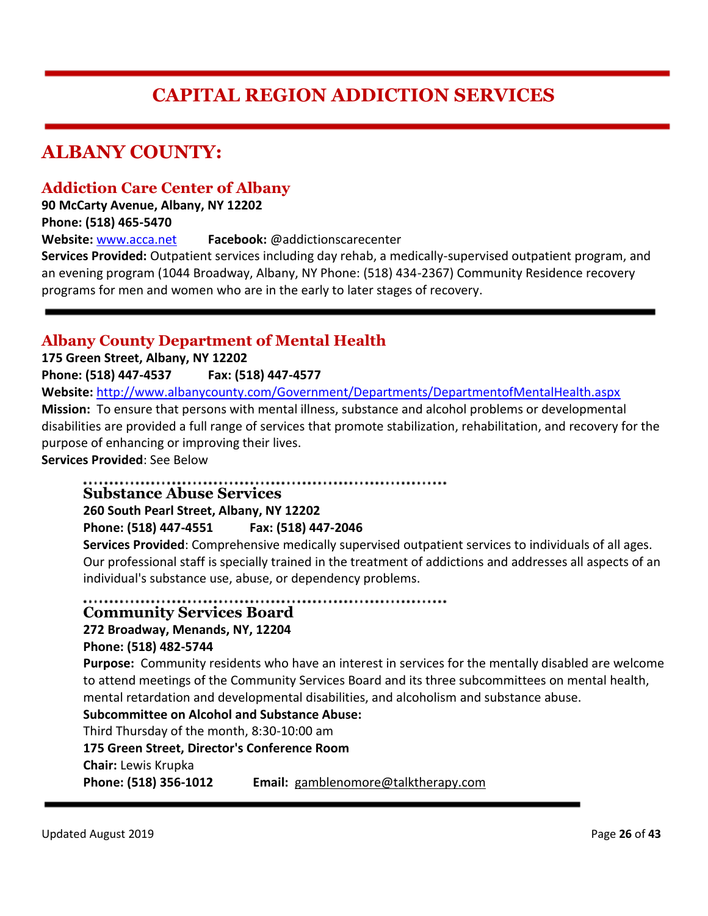# CAPITAL REGION ADDICTION SERVICES

## ALBANY COUNTY:

### Addiction Care Center of Albany

**90 McCarty Avenue, Albany, NY 12202**
**Phone: (518) 465-5470**
**Website:** www.acca.net **Facebook:** @addictionscarecenter
**Services Provided:** Outpatient services including day rehab, a medically-supervised outpatient program, and an evening program (1044 Broadway, Albany, NY Phone: (518) 434-2367) Community Residence recovery programs for men and women who are in the early to later stages of recovery.

---

### Albany County Department of Mental Health

**175 Green Street, Albany, NY 12202**
**Phone: (518) 447-4537 Fax: (518) 447-4577**
**Website:** http://www.albanycounty.com/Government/Departments/DepartmentofMentalHealth.aspx
**Mission:** To ensure that persons with mental illness, substance and alcohol problems or developmental disabilities are provided a full range of services that promote stabilization, rehabilitation, and recovery for the purpose of enhancing or improving their lives.
**Services Provided**: See Below

#### Substance Abuse Services

**260 South Pearl Street, Albany, NY 12202**
**Phone: (518) 447-4551 Fax: (518) 447-2046**
**Services Provided**: Comprehensive medically supervised outpatient services to individuals of all ages. Our professional staff is specially trained in the treatment of addictions and addresses all aspects of an individual's substance use, abuse, or dependency problems.

#### Community Services Board

**272 Broadway, Menands, NY, 12204**
**Phone: (518) 482-5744**
**Purpose:** Community residents who have an interest in services for the mentally disabled are welcome to attend meetings of the Community Services Board and its three subcommittees on mental health, mental retardation and developmental disabilities, and alcoholism and substance abuse.
**Subcommittee on Alcohol and Substance Abuse:**
Third Thursday of the month, 8:30-10:00 am
**175 Green Street, Director's Conference Room**
**Chair:** Lewis Krupka
**Phone: (518) 356-1012 Email:** gamblenomore@talktherapy.com

---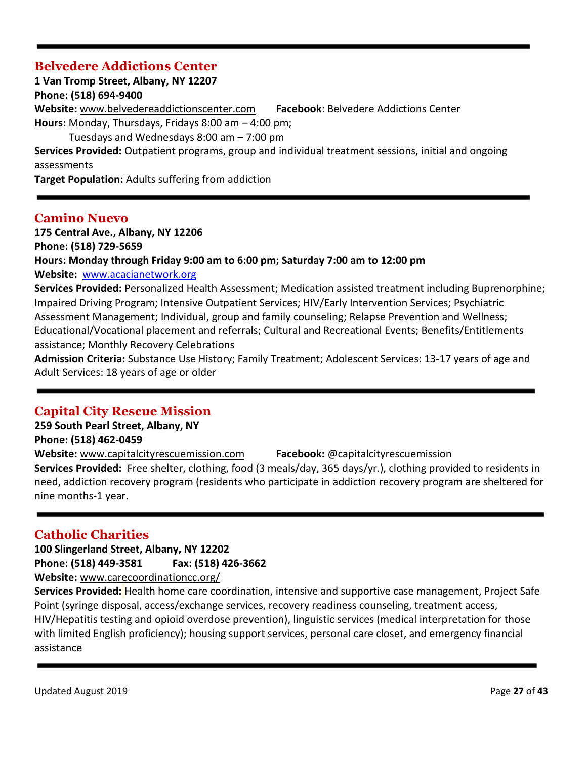---

## Belvedere Addictions Center

**1 Van Tromp Street, Albany, NY 12207**
**Phone: (518) 694-9400**
**Website:** www.belvedereaddictionscenter.com **Facebook**: Belvedere Addictions Center
**Hours:** Monday, Thursdays, Fridays 8:00 am – 4:00 pm;
Tuesdays and Wednesdays 8:00 am – 7:00 pm
**Services Provided:** Outpatient programs, group and individual treatment sessions, initial and ongoing assessments
**Target Population:** Adults suffering from addiction

---

## Camino Nuevo

**175 Central Ave., Albany, NY 12206**
**Phone: (518) 729-5659**
**Hours: Monday through Friday 9:00 am to 6:00 pm; Saturday 7:00 am to 12:00 pm**
**Website:** www.acacianetwork.org
**Services Provided:** Personalized Health Assessment; Medication assisted treatment including Buprenorphine; Impaired Driving Program; Intensive Outpatient Services; HIV/Early Intervention Services; Psychiatric Assessment Management; Individual, group and family counseling; Relapse Prevention and Wellness; Educational/Vocational placement and referrals; Cultural and Recreational Events; Benefits/Entitlements assistance; Monthly Recovery Celebrations
**Admission Criteria:** Substance Use History; Family Treatment; Adolescent Services: 13-17 years of age and Adult Services: 18 years of age or older

---

## Capital City Rescue Mission

**259 South Pearl Street, Albany, NY**
**Phone: (518) 462-0459**
**Website:** www.capitalcityrescuemission.com **Facebook:** @capitalcityrescuemission
**Services Provided:** Free shelter, clothing, food (3 meals/day, 365 days/yr.), clothing provided to residents in need, addiction recovery program (residents who participate in addiction recovery program are sheltered for nine months-1 year.

---

## Catholic Charities

**100 Slingerland Street, Albany, NY 12202**
**Phone: (518) 449-3581 Fax: (518) 426-3662**
**Website:** www.carecoordinationcc.org/
**Services Provided:** Health home care coordination, intensive and supportive case management, Project Safe Point (syringe disposal, access/exchange services, recovery readiness counseling, treatment access, HIV/Hepatitis testing and opioid overdose prevention), linguistic services (medical interpretation for those with limited English proficiency); housing support services, personal care closet, and emergency financial assistance

---

Updated August 2019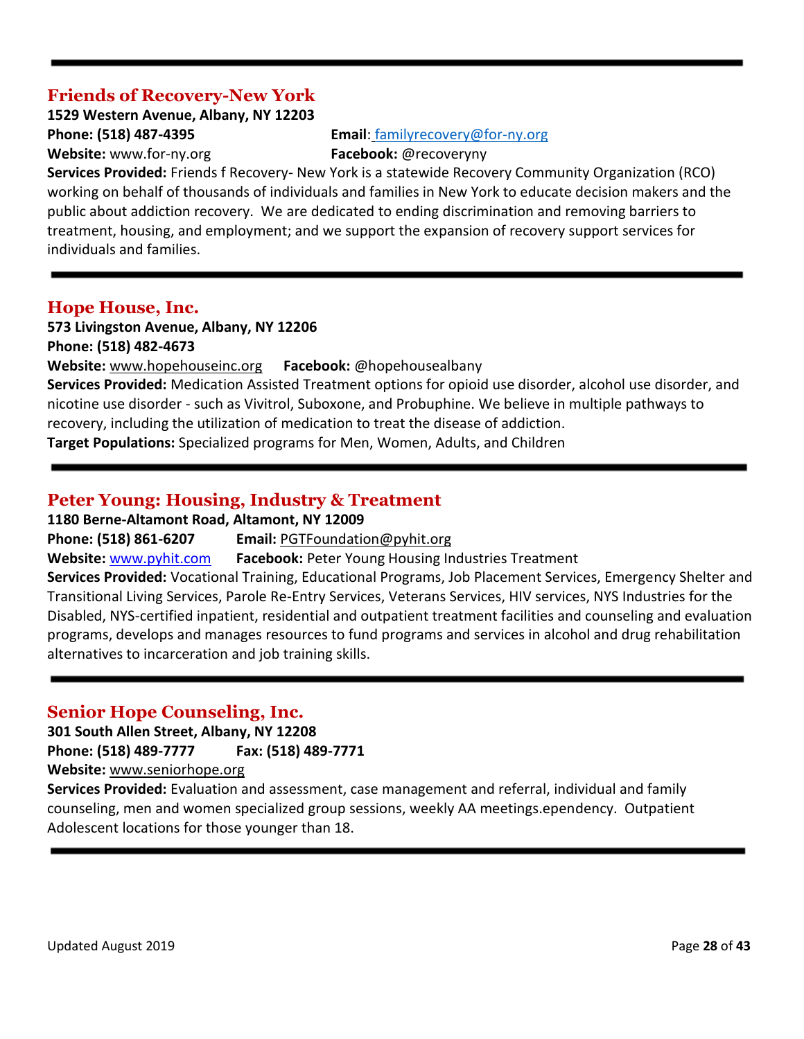## Friends of Recovery-New York

**1529 Western Avenue, Albany, NY 12203**
**Phone: (518) 487-4395**
**Email**: familyrecovery@for-ny.org
**Website:** www.for-ny.org
**Facebook:** @recoveryny
**Services Provided:** Friends f Recovery- New York is a statewide Recovery Community Organization (RCO) working on behalf of thousands of individuals and families in New York to educate decision makers and the public about addiction recovery. We are dedicated to ending discrimination and removing barriers to treatment, housing, and employment; and we support the expansion of recovery support services for individuals and families.

---

## Hope House, Inc.

**573 Livingston Avenue, Albany, NY 12206**
**Phone: (518) 482-4673**
**Website:** www.hopehouseinc.org **Facebook:** @hopehousealbany
**Services Provided:** Medication Assisted Treatment options for opioid use disorder, alcohol use disorder, and nicotine use disorder - such as Vivitrol, Suboxone, and Probuphine. We believe in multiple pathways to recovery, including the utilization of medication to treat the disease of addiction.
**Target Populations:** Specialized programs for Men, Women, Adults, and Children

---

## Peter Young: Housing, Industry & Treatment

**1180 Berne-Altamont Road, Altamont, NY 12009**
**Phone: (518) 861-6207** **Email:** PGTFoundation@pyhit.org
**Website:** www.pyhit.com **Facebook:** Peter Young Housing Industries Treatment
**Services Provided:** Vocational Training, Educational Programs, Job Placement Services, Emergency Shelter and Transitional Living Services, Parole Re-Entry Services, Veterans Services, HIV services, NYS Industries for the Disabled, NYS-certified inpatient, residential and outpatient treatment facilities and counseling and evaluation programs, develops and manages resources to fund programs and services in alcohol and drug rehabilitation alternatives to incarceration and job training skills.

---

## Senior Hope Counseling, Inc.

**301 South Allen Street, Albany, NY 12208**
**Phone: (518) 489-7777** **Fax: (518) 489-7771**
**Website:** www.seniorhope.org
**Services Provided:** Evaluation and assessment, case management and referral, individual and family counseling, men and women specialized group sessions, weekly AA meetings.ependency. Outpatient Adolescent locations for those younger than 18.

---

Updated August 2019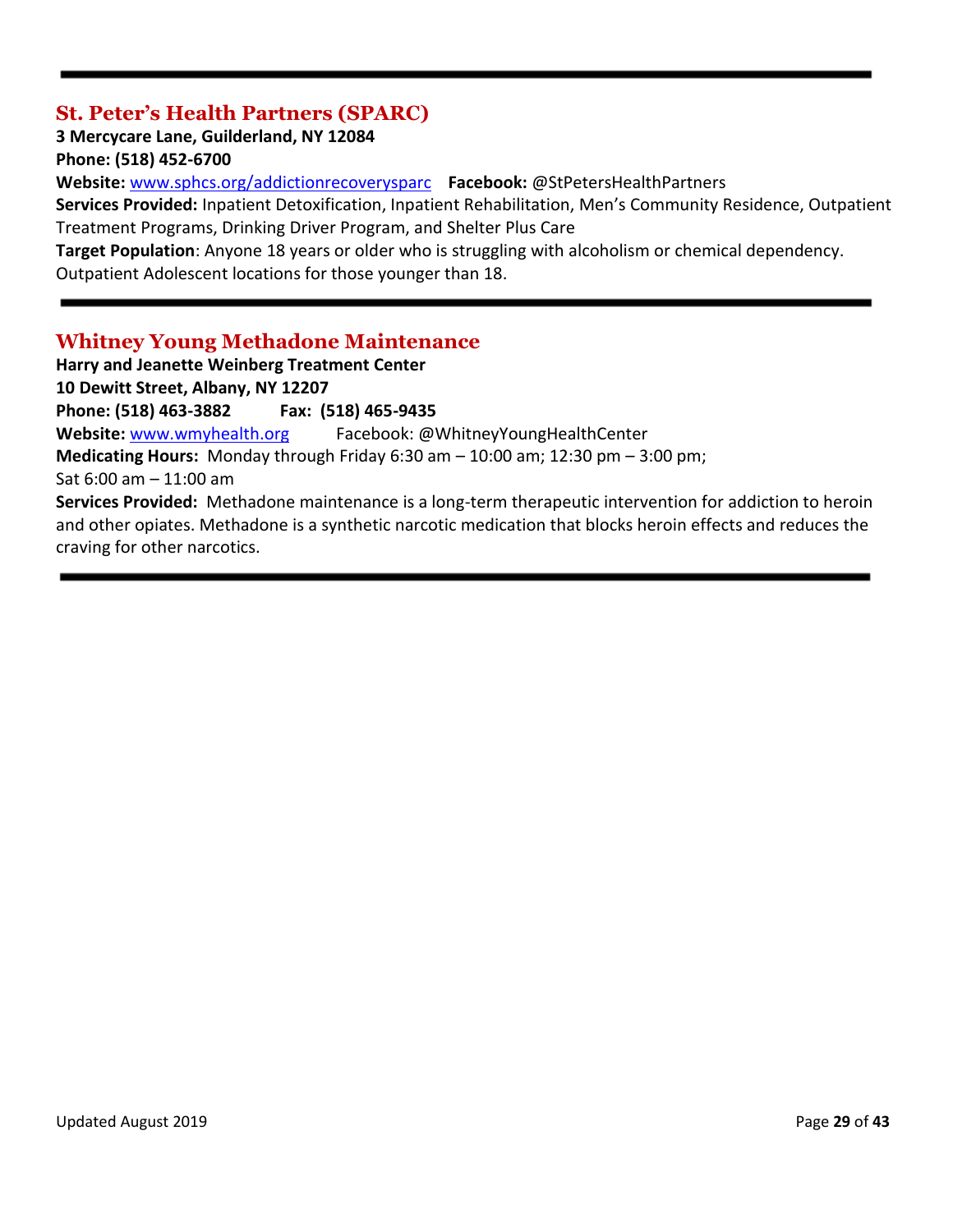---

## St. Peter's Health Partners (SPARC)

**3 Mercycare Lane, Guilderland, NY 12084**
**Phone: (518) 452-6700**
**Website:** www.sphcs.org/addictionrecoverysparc **Facebook:** @StPetersHealthPartners
**Services Provided:** Inpatient Detoxification, Inpatient Rehabilitation, Men's Community Residence, Outpatient Treatment Programs, Drinking Driver Program, and Shelter Plus Care
**Target Population**: Anyone 18 years or older who is struggling with alcoholism or chemical dependency. Outpatient Adolescent locations for those younger than 18.

---

## Whitney Young Methadone Maintenance

**Harry and Jeanette Weinberg Treatment Center**
**10 Dewitt Street, Albany, NY 12207**
**Phone: (518) 463-3882 Fax: (518) 465-9435**
**Website:** www.wmyhealth.org Facebook: @WhitneyYoungHealthCenter
**Medicating Hours:** Monday through Friday 6:30 am – 10:00 am; 12:30 pm – 3:00 pm;
Sat 6:00 am – 11:00 am
**Services Provided:** Methadone maintenance is a long-term therapeutic intervention for addiction to heroin and other opiates. Methadone is a synthetic narcotic medication that blocks heroin effects and reduces the craving for other narcotics.

---

Updated August 2019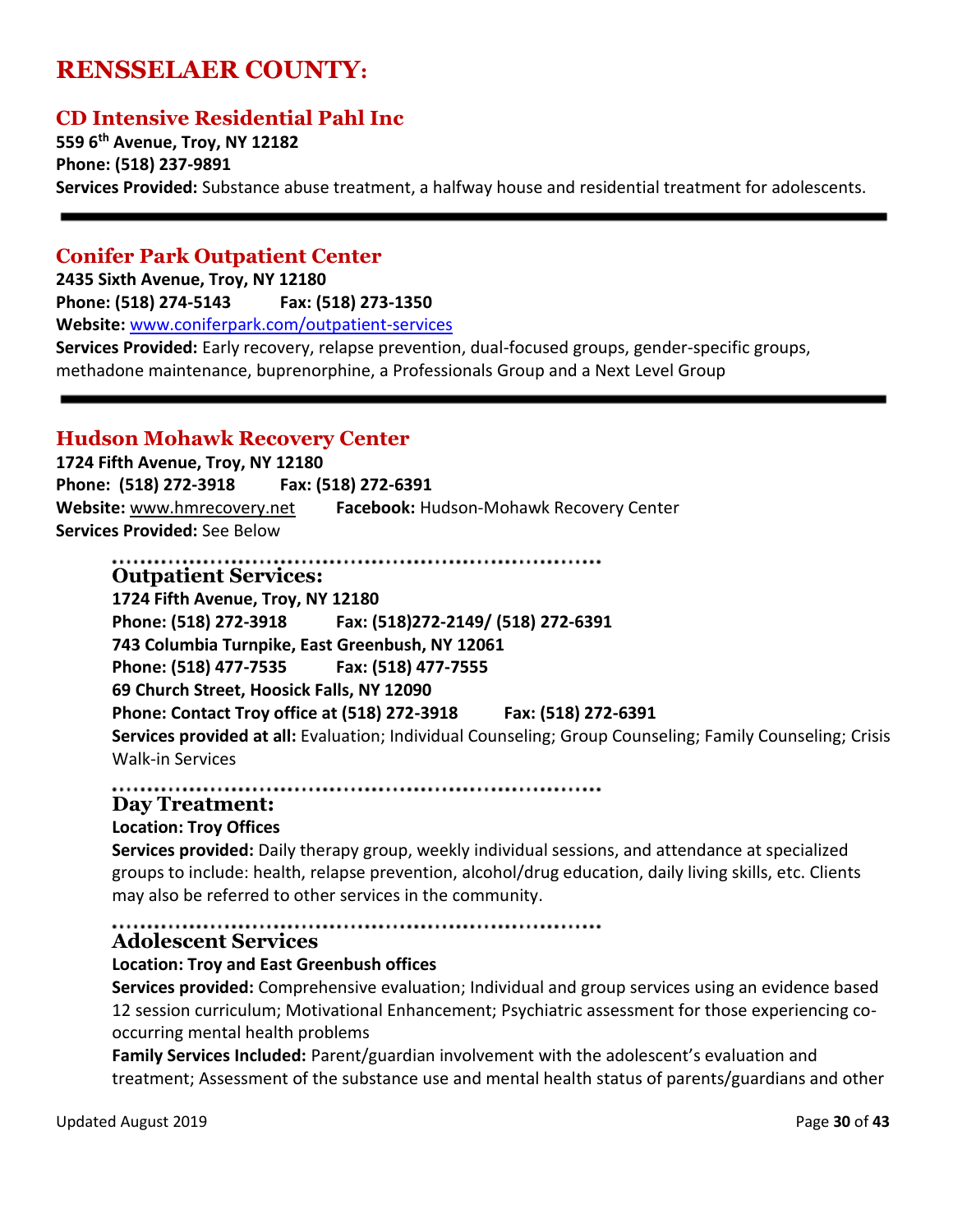# RENSSELAER COUNTY:

## CD Intensive Residential Pahl Inc

**559 6th Avenue, Troy, NY 12182**
**Phone: (518) 237-9891**
**Services Provided:** Substance abuse treatment, a halfway house and residential treatment for adolescents.

---

## Conifer Park Outpatient Center

**2435 Sixth Avenue, Troy, NY 12180**
**Phone: (518) 274-5143 Fax: (518) 273-1350**
**Website:** [www.coniferpark.com/outpatient-services](www.coniferpark.com/outpatient-services)
**Services Provided:** Early recovery, relapse prevention, dual-focused groups, gender-specific groups, methadone maintenance, buprenorphine, a Professionals Group and a Next Level Group

---

## Hudson Mohawk Recovery Center

**1724 Fifth Avenue, Troy, NY 12180**
**Phone: (518) 272-3918 Fax: (518) 272-6391**
**Website:** www.hmrecovery.net **Facebook:** Hudson-Mohawk Recovery Center
**Services Provided:** See Below

### Outpatient Services:

**1724 Fifth Avenue, Troy, NY 12180**
**Phone: (518) 272-3918 Fax: (518)272-2149/ (518) 272-6391**
**743 Columbia Turnpike, East Greenbush, NY 12061**
**Phone: (518) 477-7535 Fax: (518) 477-7555**
**69 Church Street, Hoosick Falls, NY 12090**
**Phone: Contact Troy office at (518) 272-3918 Fax: (518) 272-6391**
**Services provided at all:** Evaluation; Individual Counseling; Group Counseling; Family Counseling; Crisis Walk-in Services

### Day Treatment:

**Location: Troy Offices**
**Services provided:** Daily therapy group, weekly individual sessions, and attendance at specialized groups to include: health, relapse prevention, alcohol/drug education, daily living skills, etc. Clients may also be referred to other services in the community.

### Adolescent Services

**Location: Troy and East Greenbush offices**
**Services provided:** Comprehensive evaluation; Individual and group services using an evidence based 12 session curriculum; Motivational Enhancement; Psychiatric assessment for those experiencing co-occurring mental health problems
**Family Services Included:** Parent/guardian involvement with the adolescent's evaluation and treatment; Assessment of the substance use and mental health status of parents/guardians and other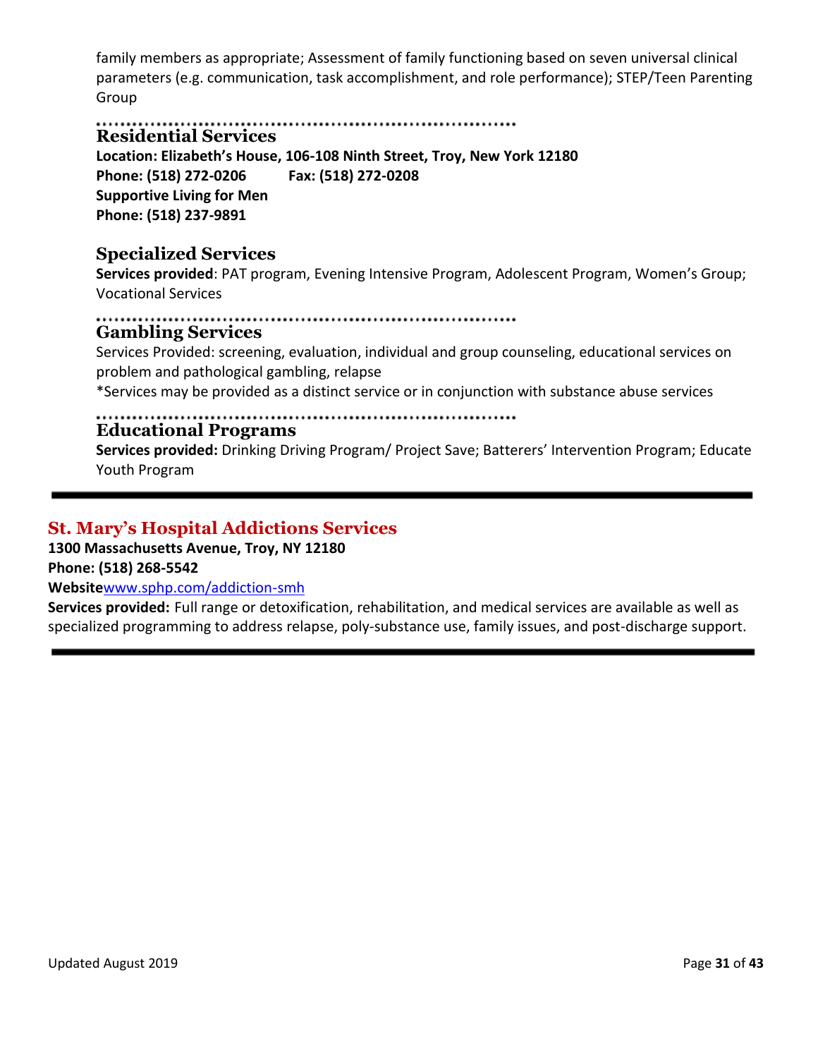family members as appropriate; Assessment of family functioning based on seven universal clinical parameters (e.g. communication, task accomplishment, and role performance); STEP/Teen Parenting Group

### Residential Services

**Location: Elizabeth's House, 106-108 Ninth Street, Troy, New York 12180**
**Phone: (518) 272-0206 Fax: (518) 272-0208**
**Supportive Living for Men**
**Phone: (518) 237-9891**

### Specialized Services

**Services provided**: PAT program, Evening Intensive Program, Adolescent Program, Women's Group; Vocational Services

### Gambling Services

Services Provided: screening, evaluation, individual and group counseling, educational services on problem and pathological gambling, relapse

*Services may be provided as a distinct service or in conjunction with substance abuse services

### Educational Programs

**Services provided:** Drinking Driving Program/ Project Save; Batterers' Intervention Program; Educate Youth Program

---

## St. Mary's Hospital Addictions Services

**1300 Massachusetts Avenue, Troy, NY 12180**
**Phone: (518) 268-5542**
**Website**www.sphp.com/addiction-smh

**Services provided:** Full range or detoxification, rehabilitation, and medical services are available as well as specialized programming to address relapse, poly-substance use, family issues, and post-discharge support.

---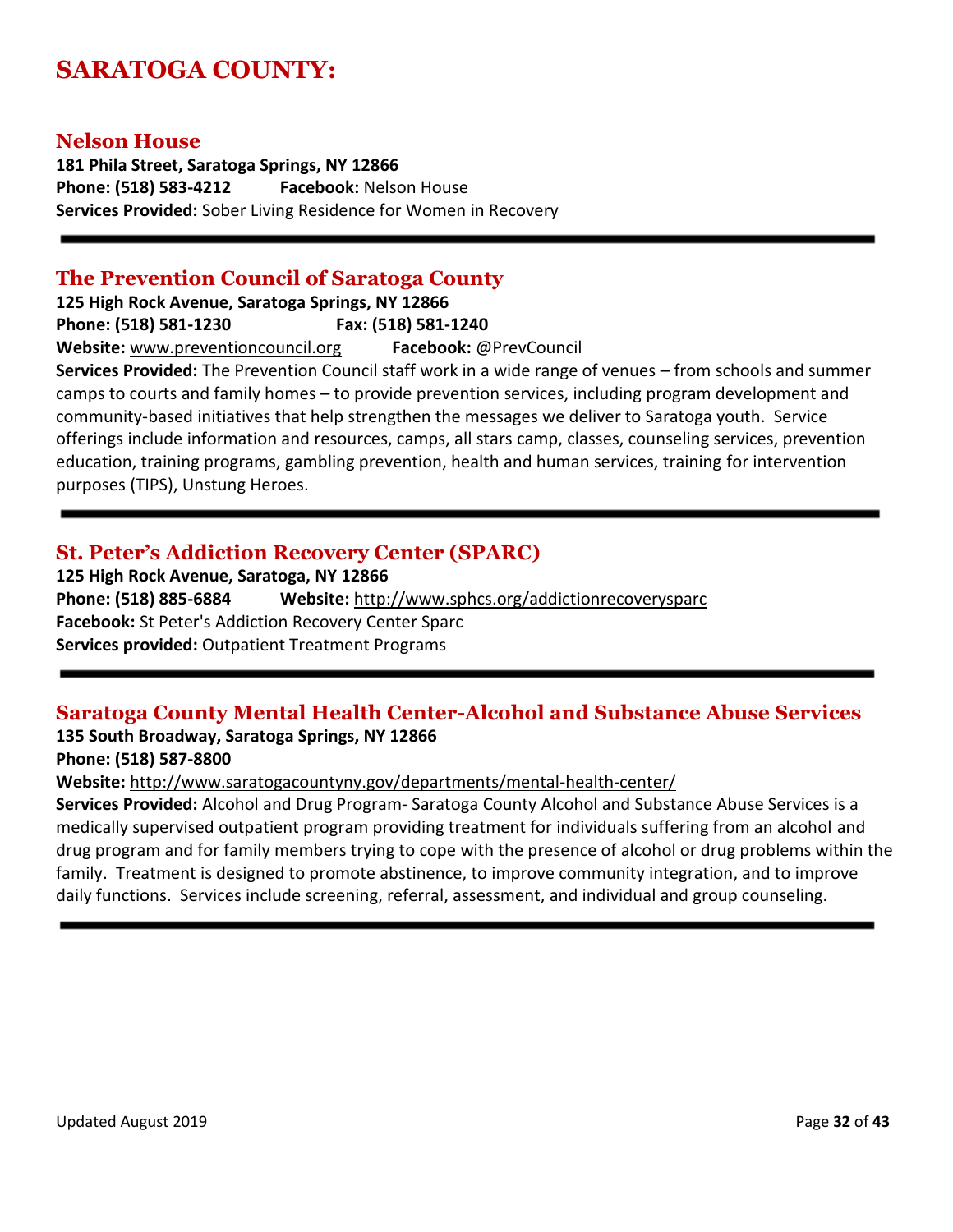# SARATOGA COUNTY:

## Nelson House

**181 Phila Street, Saratoga Springs, NY 12866**
**Phone: (518) 583-4212** **Facebook:** Nelson House
**Services Provided:** Sober Living Residence for Women in Recovery

---

## The Prevention Council of Saratoga County

**125 High Rock Avenue, Saratoga Springs, NY 12866**
**Phone: (518) 581-1230** **Fax: (518) 581-1240**
**Website:** www.preventioncouncil.org **Facebook:** @PrevCouncil
**Services Provided:** The Prevention Council staff work in a wide range of venues – from schools and summer camps to courts and family homes – to provide prevention services, including program development and community-based initiatives that help strengthen the messages we deliver to Saratoga youth. Service offerings include information and resources, camps, all stars camp, classes, counseling services, prevention education, training programs, gambling prevention, health and human services, training for intervention purposes (TIPS), Unstung Heroes.

---

## St. Peter's Addiction Recovery Center (SPARC)

**125 High Rock Avenue, Saratoga, NY 12866**
**Phone: (518) 885-6884** **Website:** http://www.sphcs.org/addictionrecoverysparc
**Facebook:** St Peter's Addiction Recovery Center Sparc
**Services provided:** Outpatient Treatment Programs

---

## Saratoga County Mental Health Center-Alcohol and Substance Abuse Services

**135 South Broadway, Saratoga Springs, NY 12866**
**Phone: (518) 587-8800**
**Website:** http://www.saratogacountyny.gov/departments/mental-health-center/
**Services Provided:** Alcohol and Drug Program- Saratoga County Alcohol and Substance Abuse Services is a medically supervised outpatient program providing treatment for individuals suffering from an alcohol and drug program and for family members trying to cope with the presence of alcohol or drug problems within the family. Treatment is designed to promote abstinence, to improve community integration, and to improve daily functions. Services include screening, referral, assessment, and individual and group counseling.

---

Updated August 2019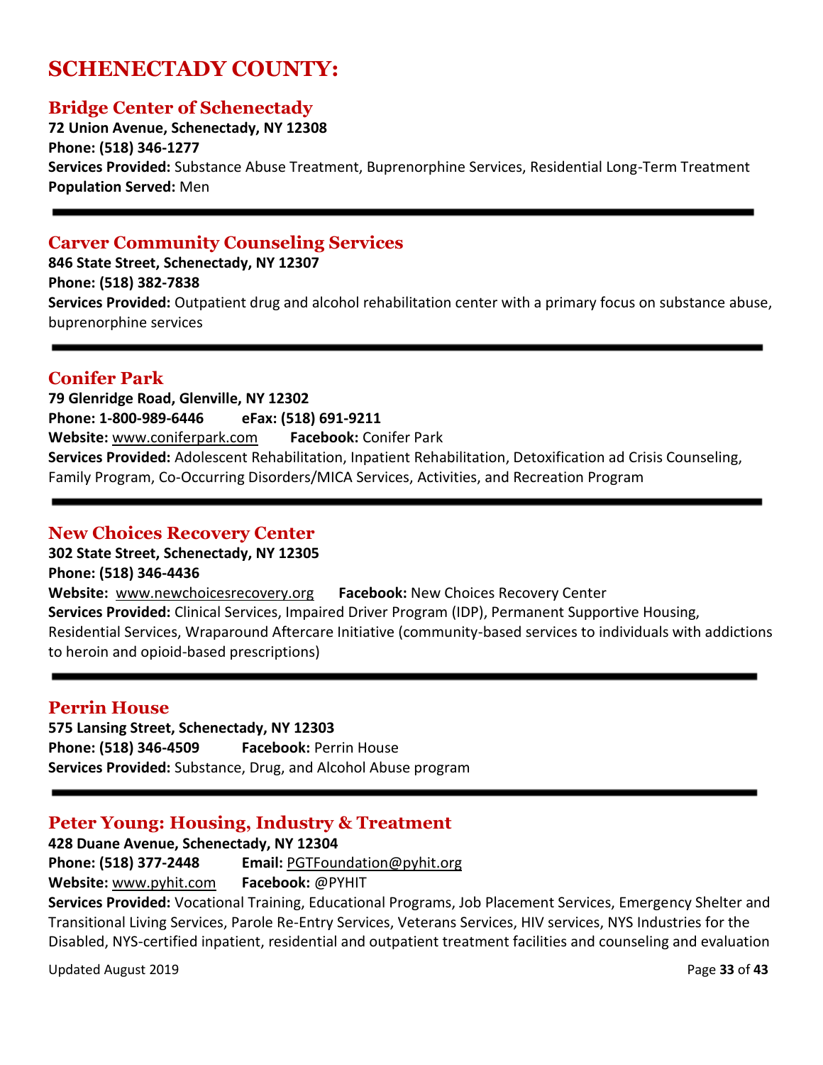# SCHENECTADY COUNTY:

## Bridge Center of Schenectady

**72 Union Avenue, Schenectady, NY 12308**
**Phone: (518) 346-1277**
**Services Provided:** Substance Abuse Treatment, Buprenorphine Services, Residential Long-Term Treatment
**Population Served:** Men

---

## Carver Community Counseling Services

**846 State Street, Schenectady, NY 12307**
**Phone: (518) 382-7838**
**Services Provided:** Outpatient drug and alcohol rehabilitation center with a primary focus on substance abuse, buprenorphine services

---

## Conifer Park

**79 Glenridge Road, Glenville, NY 12302**
**Phone: 1-800-989-6446** **eFax: (518) 691-9211**
**Website:** www.coniferpark.com **Facebook:** Conifer Park
**Services Provided:** Adolescent Rehabilitation, Inpatient Rehabilitation, Detoxification ad Crisis Counseling, Family Program, Co-Occurring Disorders/MICA Services, Activities, and Recreation Program

---

## New Choices Recovery Center

**302 State Street, Schenectady, NY 12305**
**Phone: (518) 346-4436**
**Website:** www.newchoicesrecovery.org **Facebook:** New Choices Recovery Center
**Services Provided:** Clinical Services, Impaired Driver Program (IDP), Permanent Supportive Housing, Residential Services, Wraparound Aftercare Initiative (community-based services to individuals with addictions to heroin and opioid-based prescriptions)

---

## Perrin House

**575 Lansing Street, Schenectady, NY 12303**
**Phone: (518) 346-4509** **Facebook:** Perrin House
**Services Provided:** Substance, Drug, and Alcohol Abuse program

---

## Peter Young: Housing, Industry & Treatment

**428 Duane Avenue, Schenectady, NY 12304**
**Phone: (518) 377-2448** **Email:** PGTFoundation@pyhit.org
**Website:** www.pyhit.com **Facebook:** @PYHIT
**Services Provided:** Vocational Training, Educational Programs, Job Placement Services, Emergency Shelter and Transitional Living Services, Parole Re-Entry Services, Veterans Services, HIV services, NYS Industries for the Disabled, NYS-certified inpatient, residential and outpatient treatment facilities and counseling and evaluation

Updated August 2019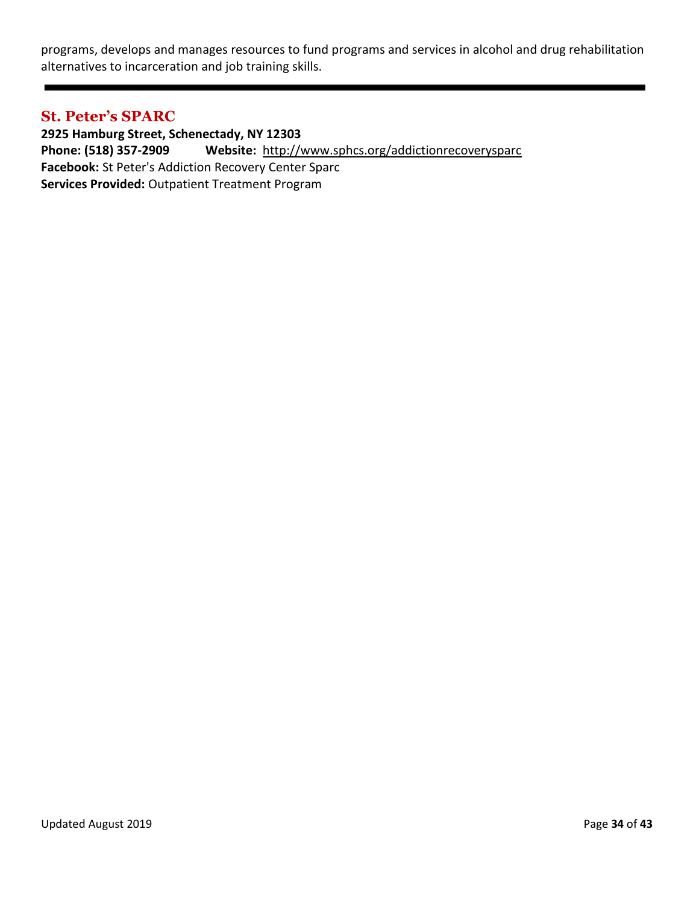programs, develops and manages resources to fund programs and services in alcohol and drug rehabilitation alternatives to incarceration and job training skills.

---

## St. Peter's SPARC

**2925 Hamburg Street, Schenectady, NY 12303**
**Phone: (518) 357-2909** **Website:** http://www.sphcs.org/addictionrecoverysparc
**Facebook:** St Peter's Addiction Recovery Center Sparc
**Services Provided:** Outpatient Treatment Program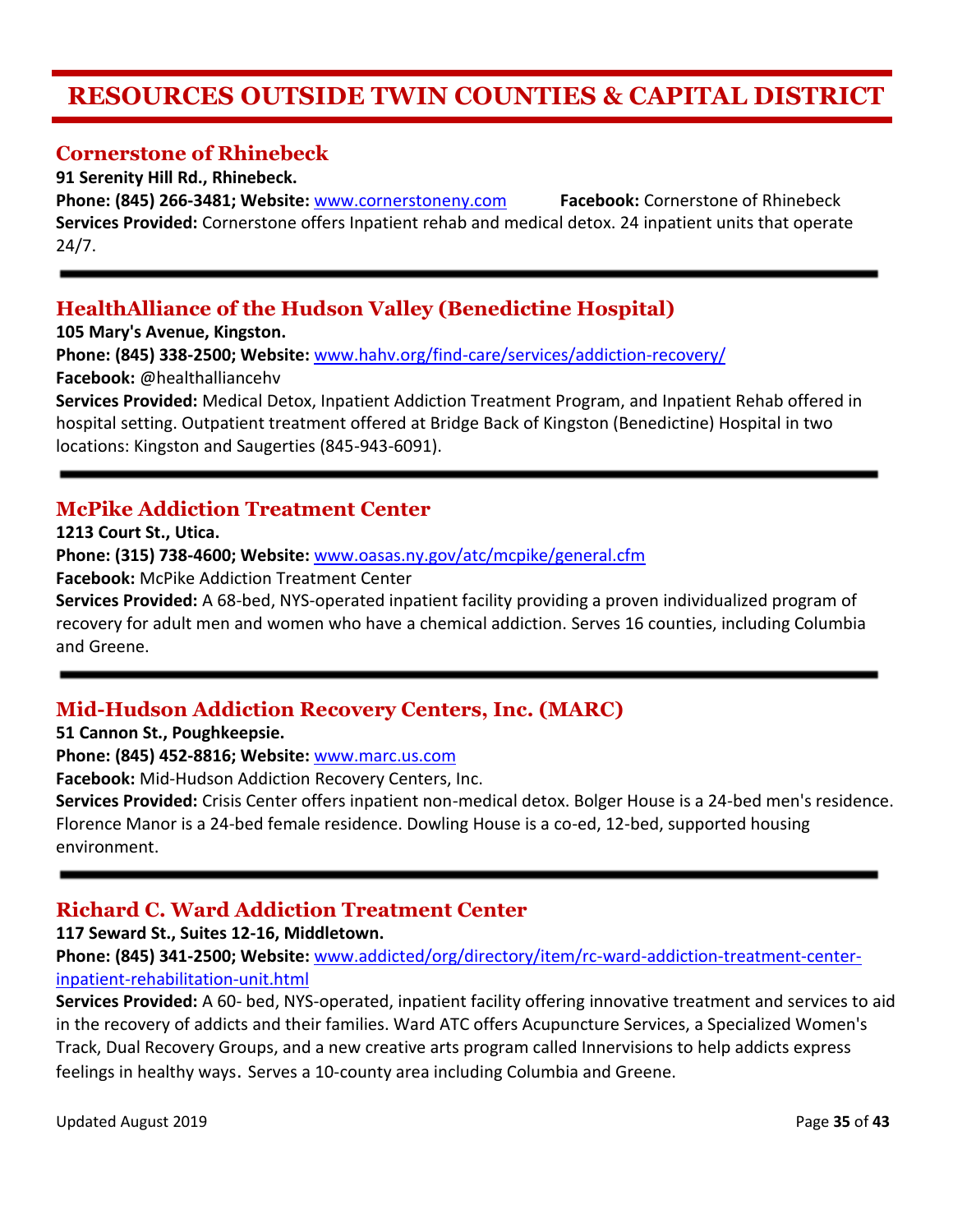# RESOURCES OUTSIDE TWIN COUNTIES & CAPITAL DISTRICT

## Cornerstone of Rhinebeck

**91 Serenity Hill Rd., Rhinebeck.**

**Phone: (845) 266-3481; Website:** www.cornerstoneny.com **Facebook:** Cornerstone of Rhinebeck

**Services Provided:** Cornerstone offers Inpatient rehab and medical detox. 24 inpatient units that operate 24/7.

---

## HealthAlliance of the Hudson Valley (Benedictine Hospital)

**105 Mary's Avenue, Kingston.**

**Phone: (845) 338-2500; Website:** www.hahv.org/find-care/services/addiction-recovery/

**Facebook:** @healthalliancehv

**Services Provided:** Medical Detox, Inpatient Addiction Treatment Program, and Inpatient Rehab offered in hospital setting. Outpatient treatment offered at Bridge Back of Kingston (Benedictine) Hospital in two locations: Kingston and Saugerties (845-943-6091).

---

## McPike Addiction Treatment Center

**1213 Court St., Utica.**

**Phone: (315) 738-4600; Website:** www.oasas.ny.gov/atc/mcpike/general.cfm

**Facebook:** McPike Addiction Treatment Center

**Services Provided:** A 68-bed, NYS-operated inpatient facility providing a proven individualized program of recovery for adult men and women who have a chemical addiction. Serves 16 counties, including Columbia and Greene.

---

## Mid-Hudson Addiction Recovery Centers, Inc. (MARC)

**51 Cannon St., Poughkeepsie.**

**Phone: (845) 452-8816; Website:** www.marc.us.com

**Facebook:** Mid-Hudson Addiction Recovery Centers, Inc.

**Services Provided:** Crisis Center offers inpatient non-medical detox. Bolger House is a 24-bed men's residence. Florence Manor is a 24-bed female residence. Dowling House is a co-ed, 12-bed, supported housing environment.

---

## Richard C. Ward Addiction Treatment Center

**117 Seward St., Suites 12-16, Middletown.**

**Phone: (845) 341-2500; Website:** www.addicted/org/directory/item/rc-ward-addiction-treatment-center-inpatient-rehabilitation-unit.html

**Services Provided:** A 60- bed, NYS-operated, inpatient facility offering innovative treatment and services to aid in the recovery of addicts and their families. Ward ATC offers Acupuncture Services, a Specialized Women's Track, Dual Recovery Groups, and a new creative arts program called Innervisions to help addicts express feelings in healthy ways. Serves a 10-county area including Columbia and Greene.

Updated August 2019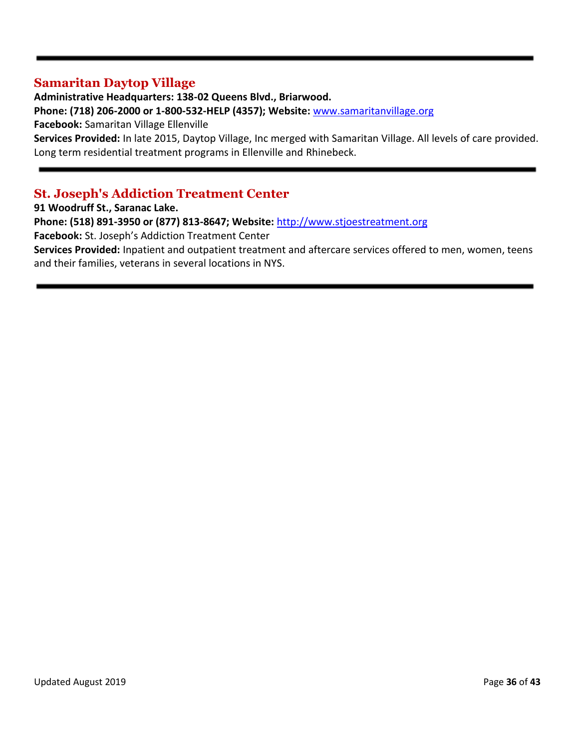---

## Samaritan Daytop Village

**Administrative Headquarters: 138-02 Queens Blvd., Briarwood.**

**Phone: (718) 206-2000 or 1-800-532-HELP (4357); Website:** www.samaritanvillage.org

**Facebook:** Samaritan Village Ellenville

**Services Provided:** In late 2015, Daytop Village, Inc merged with Samaritan Village. All levels of care provided. Long term residential treatment programs in Ellenville and Rhinebeck.

---

## St. Joseph's Addiction Treatment Center

**91 Woodruff St., Saranac Lake.**

**Phone: (518) 891-3950 or (877) 813-8647; Website:** http://www.stjoestreatment.org

**Facebook:** St. Joseph's Addiction Treatment Center

**Services Provided:** Inpatient and outpatient treatment and aftercare services offered to men, women, teens and their families, veterans in several locations in NYS.

---

Updated August 2019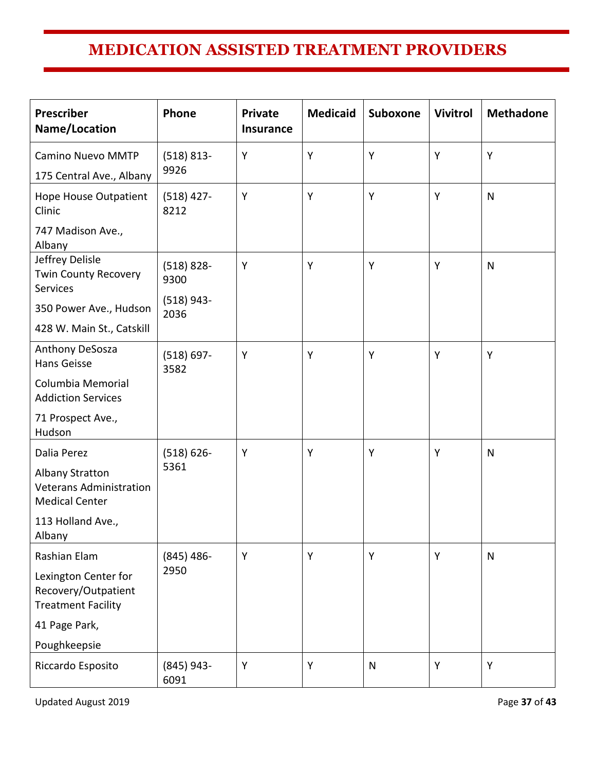# MEDICATION ASSISTED TREATMENT PROVIDERS

| Prescriber Name/Location | Phone | Private Insurance | Medicaid | Suboxone | Vivitrol | Methadone |
|---|---|---|---|---|---|---|
| Camino Nuevo MMTP<br>175 Central Ave., Albany | (518) 813-9926 | Y | Y | Y | Y | Y |
| Hope House Outpatient Clinic<br>747 Madison Ave., Albany | (518) 427-8212 | Y | Y | Y | Y | N |
| Jeffrey Delisle<br>Twin County Recovery Services<br>350 Power Ave., Hudson<br>428 W. Main St., Catskill | (518) 828-9300<br>(518) 943-2036 | Y | Y | Y | Y | N |
| Anthony DeSosza<br>Hans Geisse<br>Columbia Memorial Addiction Services<br>71 Prospect Ave., Hudson | (518) 697-3582 | Y | Y | Y | Y | Y |
| Dalia Perez<br>Albany Stratton Veterans Administration Medical Center<br>113 Holland Ave., Albany | (518) 626-5361 | Y | Y | Y | Y | N |
| Rashian Elam<br>Lexington Center for Recovery/Outpatient Treatment Facility<br>41 Page Park,<br>Poughkeepsie | (845) 486-2950 | Y | Y | Y | Y | N |
| Riccardo Esposito | (845) 943-6091 | Y | Y | N | Y | Y |

Updated August 2019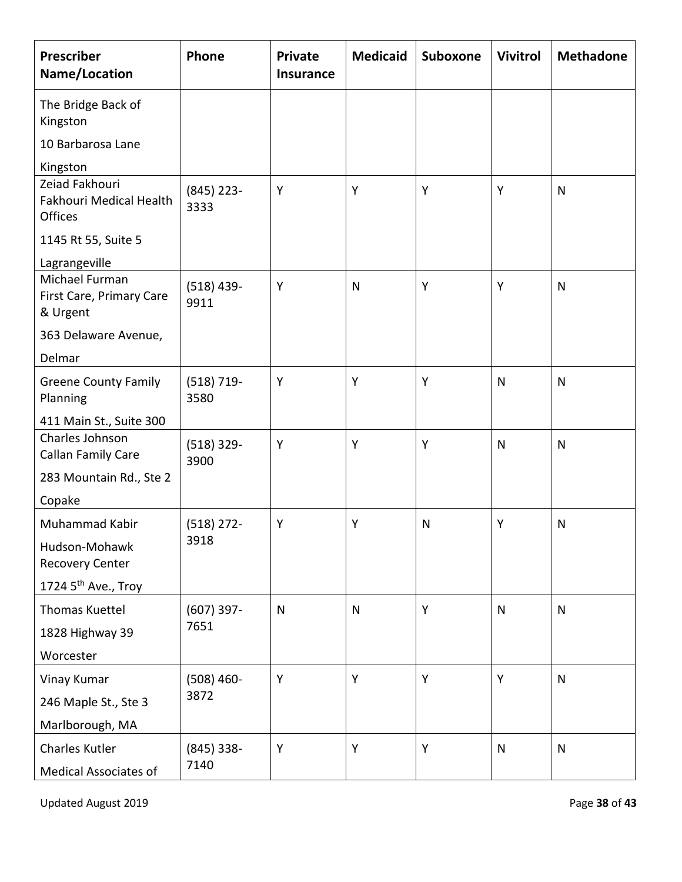| Prescriber Name/Location | Phone | Private Insurance | Medicaid | Suboxone | Vivitrol | Methadone |
|---|---|---|---|---|---|---|
| The Bridge Back of Kingston<br>10 Barbarosa Lane<br>Kingston | | | | | | |
| Zeiad Fakhouri<br>Fakhouri Medical Health Offices<br>1145 Rt 55, Suite 5<br>Lagrangeville | (845) 223-3333 | Y | Y | Y | Y | N |
| Michael Furman<br>First Care, Primary Care & Urgent<br>363 Delaware Avenue,<br>Delmar | (518) 439-9911 | Y | N | Y | Y | N |
| Greene County Family Planning<br>411 Main St., Suite 300 | (518) 719-3580 | Y | Y | Y | N | N |
| Charles Johnson<br>Callan Family Care<br>283 Mountain Rd., Ste 2<br>Copake | (518) 329-3900 | Y | Y | Y | N | N |
| Muhammad Kabir<br>Hudson-Mohawk Recovery Center<br>1724 5th Ave., Troy | (518) 272-3918 | Y | Y | N | Y | N |
| Thomas Kuettel<br>1828 Highway 39<br>Worcester | (607) 397-7651 | N | N | Y | N | N |
| Vinay Kumar<br>246 Maple St., Ste 3<br>Marlborough, MA | (508) 460-3872 | Y | Y | Y | Y | N |
| Charles Kutler<br>Medical Associates of | (845) 338-7140 | Y | Y | Y | N | N |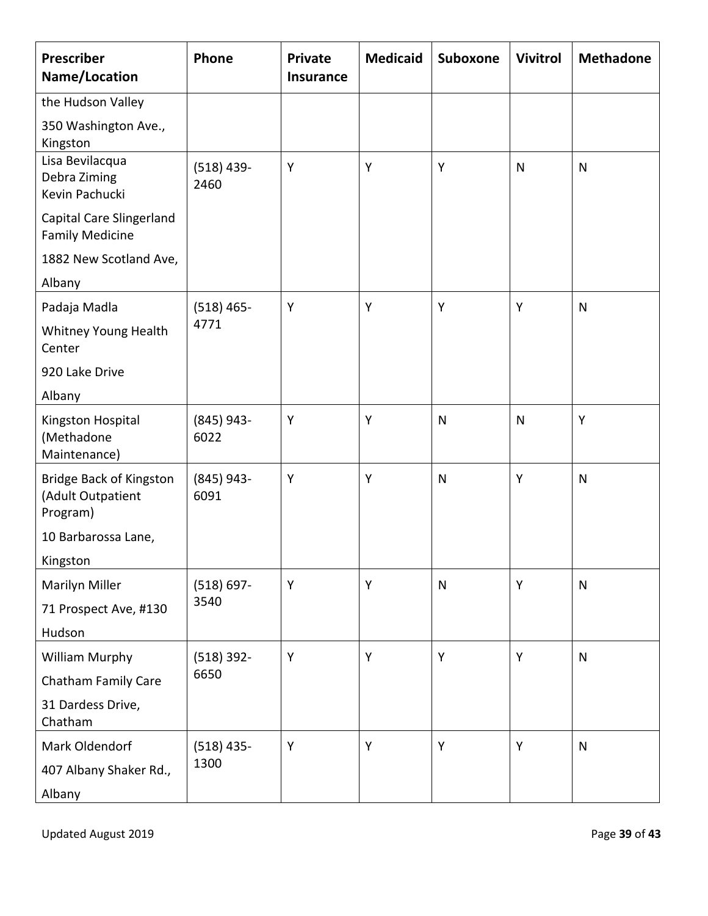| Prescriber Name/Location | Phone | Private Insurance | Medicaid | Suboxone | Vivitrol | Methadone |
|---|---|---|---|---|---|---|
| the Hudson Valley<br>350 Washington Ave., Kingston | | | | | | |
| Lisa Bevilacqua<br>Debra Ziming<br>Kevin Pachucki<br>Capital Care Slingerland Family Medicine<br>1882 New Scotland Ave,<br>Albany | (518) 439-2460 | Y | Y | Y | N | N |
| Padaja Madla<br>Whitney Young Health Center<br>920 Lake Drive<br>Albany | (518) 465-4771 | Y | Y | Y | Y | N |
| Kingston Hospital (Methadone Maintenance) | (845) 943-6022 | Y | Y | N | N | Y |
| Bridge Back of Kingston (Adult Outpatient Program)<br>10 Barbarossa Lane,<br>Kingston | (845) 943-6091 | Y | Y | N | Y | N |
| Marilyn Miller<br>71 Prospect Ave, #130<br>Hudson | (518) 697-3540 | Y | Y | N | Y | N |
| William Murphy<br>Chatham Family Care<br>31 Dardess Drive, Chatham | (518) 392-6650 | Y | Y | Y | Y | N |
| Mark Oldendorf<br>407 Albany Shaker Rd.,<br>Albany | (518) 435-1300 | Y | Y | Y | Y | N |

Updated August 2019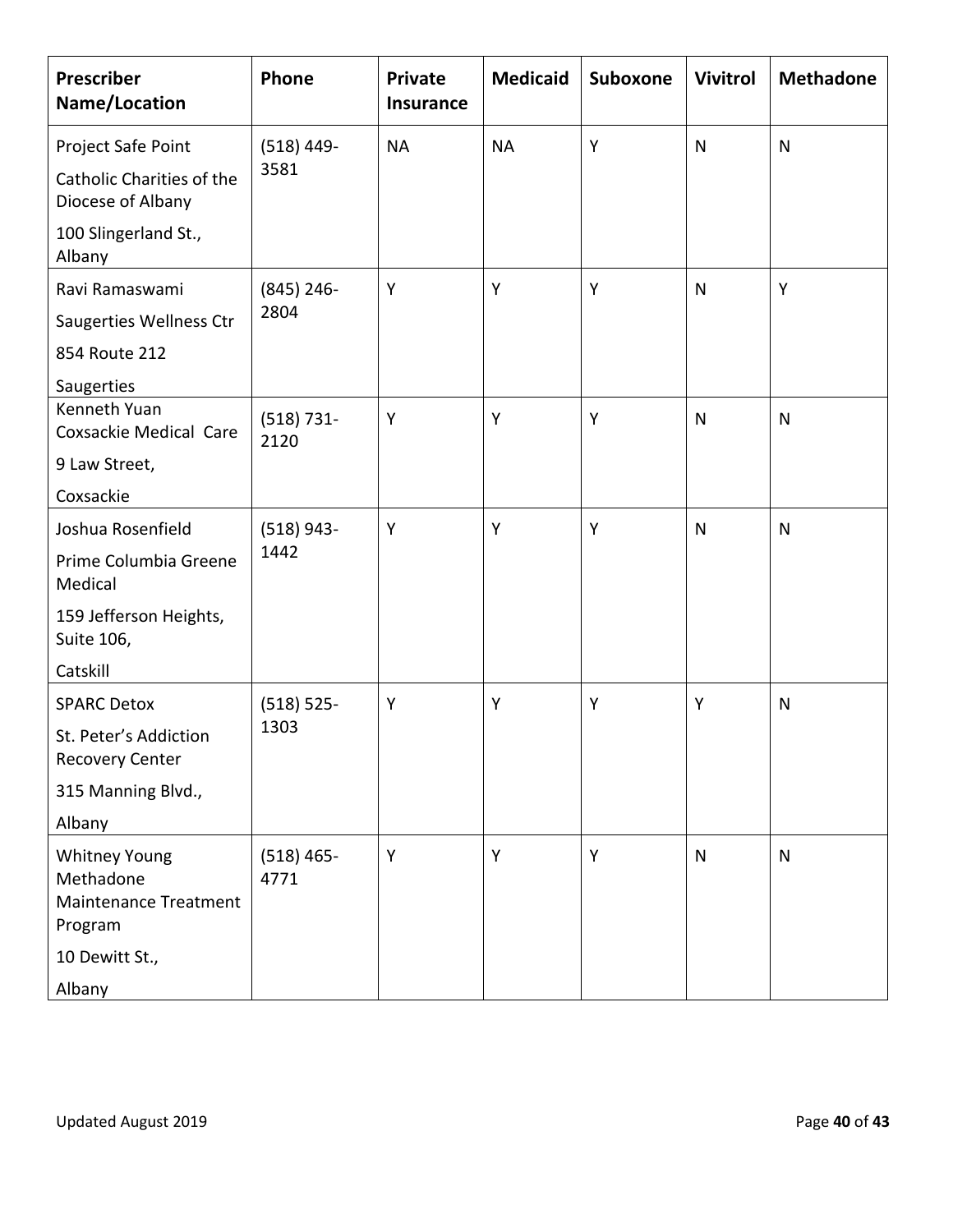| Prescriber Name/Location | Phone | Private Insurance | Medicaid | Suboxone | Vivitrol | Methadone |
|---|---|---|---|---|---|---|
| Project Safe Point<br>Catholic Charities of the Diocese of Albany<br>100 Slingerland St., Albany | (518) 449-3581 | NA | NA | Y | N | N |
| Ravi Ramaswami<br>Saugerties Wellness Ctr<br>854 Route 212<br>Saugerties | (845) 246-2804 | Y | Y | Y | N | Y |
| Kenneth Yuan<br>Coxsackie Medical Care<br>9 Law Street,<br>Coxsackie | (518) 731-2120 | Y | Y | Y | N | N |
| Joshua Rosenfield<br>Prime Columbia Greene Medical<br>159 Jefferson Heights, Suite 106,<br>Catskill | (518) 943-1442 | Y | Y | Y | N | N |
| SPARC Detox<br>St. Peter's Addiction Recovery Center<br>315 Manning Blvd.,<br>Albany | (518) 525-1303 | Y | Y | Y | Y | N |
| Whitney Young Methadone Maintenance Treatment Program<br>10 Dewitt St.,<br>Albany | (518) 465-4771 | Y | Y | Y | N | N |

Updated August 2019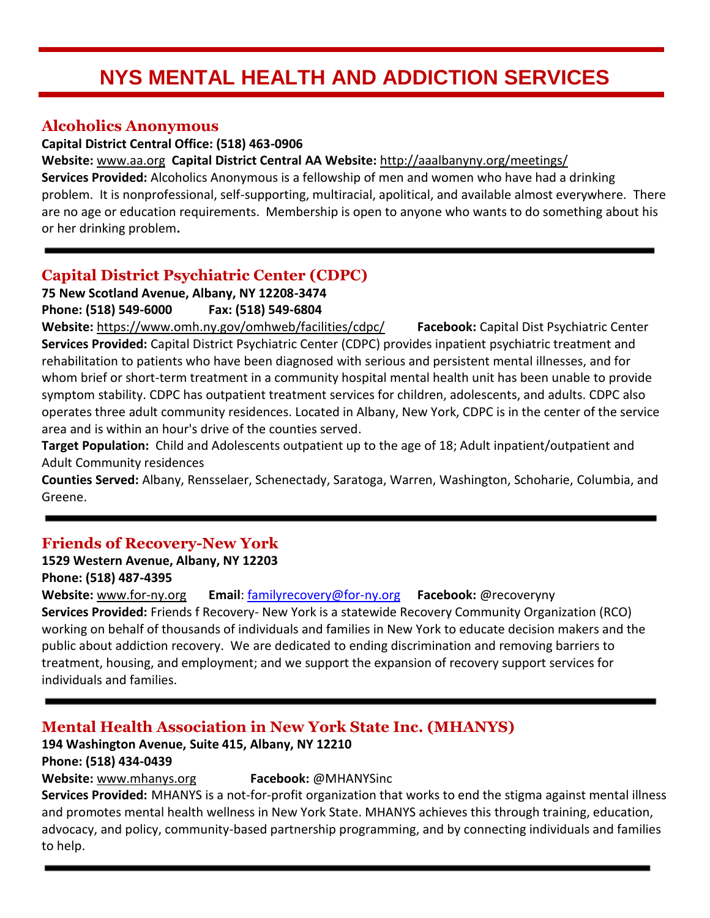# NYS MENTAL HEALTH AND ADDICTION SERVICES

## Alcoholics Anonymous

**Capital District Central Office: (518) 463-0906**

**Website:** www.aa.org **Capital District Central AA Website:** http://aaalbanyny.org/meetings/

**Services Provided:** Alcoholics Anonymous is a fellowship of men and women who have had a drinking problem. It is nonprofessional, self-supporting, multiracial, apolitical, and available almost everywhere. There are no age or education requirements. Membership is open to anyone who wants to do something about his or her drinking problem**.**

---

## Capital District Psychiatric Center (CDPC)

**75 New Scotland Avenue, Albany, NY 12208-3474**

**Phone: (518) 549-6000 Fax: (518) 549-6804**

**Website:** https://www.omh.ny.gov/omhweb/facilities/cdpc/ **Facebook:** Capital Dist Psychiatric Center

**Services Provided:** Capital District Psychiatric Center (CDPC) provides inpatient psychiatric treatment and rehabilitation to patients who have been diagnosed with serious and persistent mental illnesses, and for whom brief or short-term treatment in a community hospital mental health unit has been unable to provide symptom stability. CDPC has outpatient treatment services for children, adolescents, and adults. CDPC also operates three adult community residences. Located in Albany, New York, CDPC is in the center of the service area and is within an hour's drive of the counties served.

**Target Population:** Child and Adolescents outpatient up to the age of 18; Adult inpatient/outpatient and Adult Community residences

**Counties Served:** Albany, Rensselaer, Schenectady, Saratoga, Warren, Washington, Schoharie, Columbia, and Greene.

---

## Friends of Recovery-New York

**1529 Western Avenue, Albany, NY 12203**

**Phone: (518) 487-4395**

**Website:** www.for-ny.org **Email**: familyrecovery@for-ny.org **Facebook:** @recoveryny

**Services Provided:** Friends f Recovery- New York is a statewide Recovery Community Organization (RCO) working on behalf of thousands of individuals and families in New York to educate decision makers and the public about addiction recovery. We are dedicated to ending discrimination and removing barriers to treatment, housing, and employment; and we support the expansion of recovery support services for individuals and families.

---

## Mental Health Association in New York State Inc. (MHANYS)

**194 Washington Avenue, Suite 415, Albany, NY 12210**

**Phone: (518) 434-0439**

**Website:** www.mhanys.org **Facebook:** @MHANYSinc

**Services Provided:** MHANYS is a not-for-profit organization that works to end the stigma against mental illness and promotes mental health wellness in New York State. MHANYS achieves this through training, education, advocacy, and policy, community-based partnership programming, and by connecting individuals and families to help.

---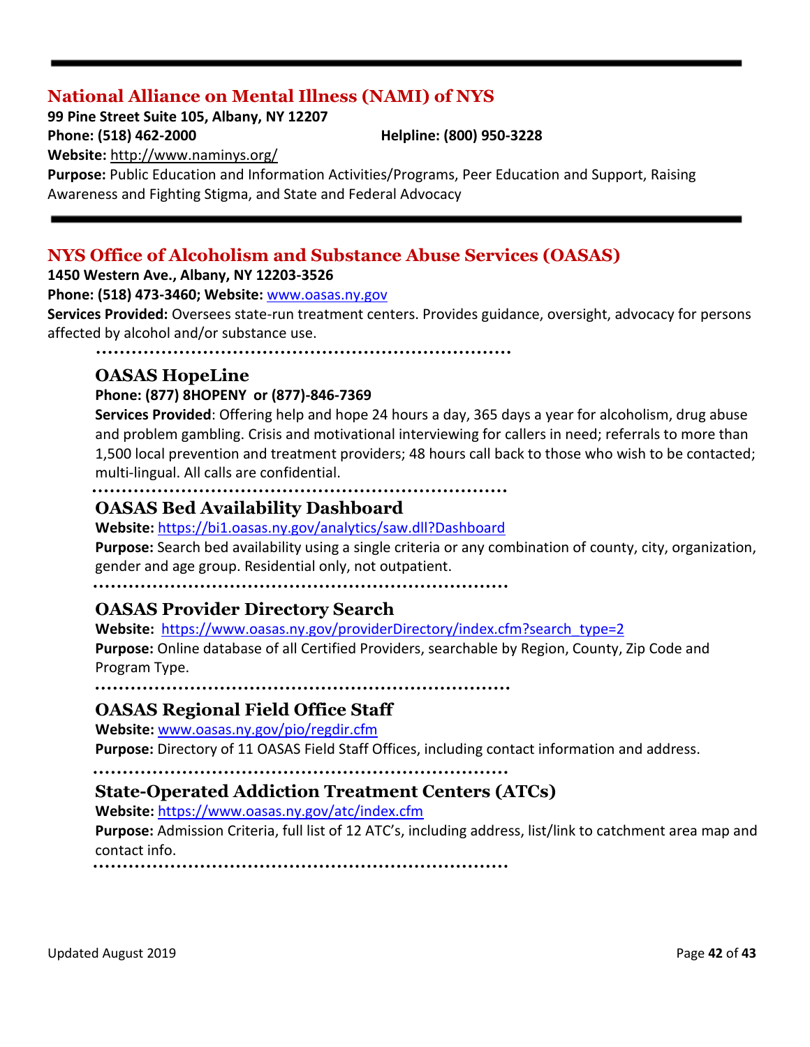## National Alliance on Mental Illness (NAMI) of NYS

**99 Pine Street Suite 105, Albany, NY 12207**

**Phone: (518) 462-2000** **Helpline: (800) 950-3228**

**Website:** http://www.naminys.org/

**Purpose:** Public Education and Information Activities/Programs, Peer Education and Support, Raising Awareness and Fighting Stigma, and State and Federal Advocacy

---

## NYS Office of Alcoholism and Substance Abuse Services (OASAS)

**1450 Western Ave., Albany, NY 12203-3526**

**Phone: (518) 473-3460; Website:** www.oasas.ny.gov

**Services Provided:** Oversees state-run treatment centers. Provides guidance, oversight, advocacy for persons affected by alcohol and/or substance use.

### OASAS HopeLine

**Phone: (877) 8HOPENY or (877)-846-7369**

**Services Provided**: Offering help and hope 24 hours a day, 365 days a year for alcoholism, drug abuse and problem gambling. Crisis and motivational interviewing for callers in need; referrals to more than 1,500 local prevention and treatment providers; 48 hours call back to those who wish to be contacted; multi-lingual. All calls are confidential.

### OASAS Bed Availability Dashboard

**Website:** https://bi1.oasas.ny.gov/analytics/saw.dll?Dashboard

**Purpose:** Search bed availability using a single criteria or any combination of county, city, organization, gender and age group. Residential only, not outpatient.

### OASAS Provider Directory Search

**Website:** https://www.oasas.ny.gov/providerDirectory/index.cfm?search_type=2

**Purpose:** Online database of all Certified Providers, searchable by Region, County, Zip Code and Program Type.

### OASAS Regional Field Office Staff

**Website:** www.oasas.ny.gov/pio/regdir.cfm

**Purpose:** Directory of 11 OASAS Field Staff Offices, including contact information and address.

### State-Operated Addiction Treatment Centers (ATCs)

**Website:** https://www.oasas.ny.gov/atc/index.cfm

**Purpose:** Admission Criteria, full list of 12 ATC's, including address, list/link to catchment area map and contact info.

Updated August 2019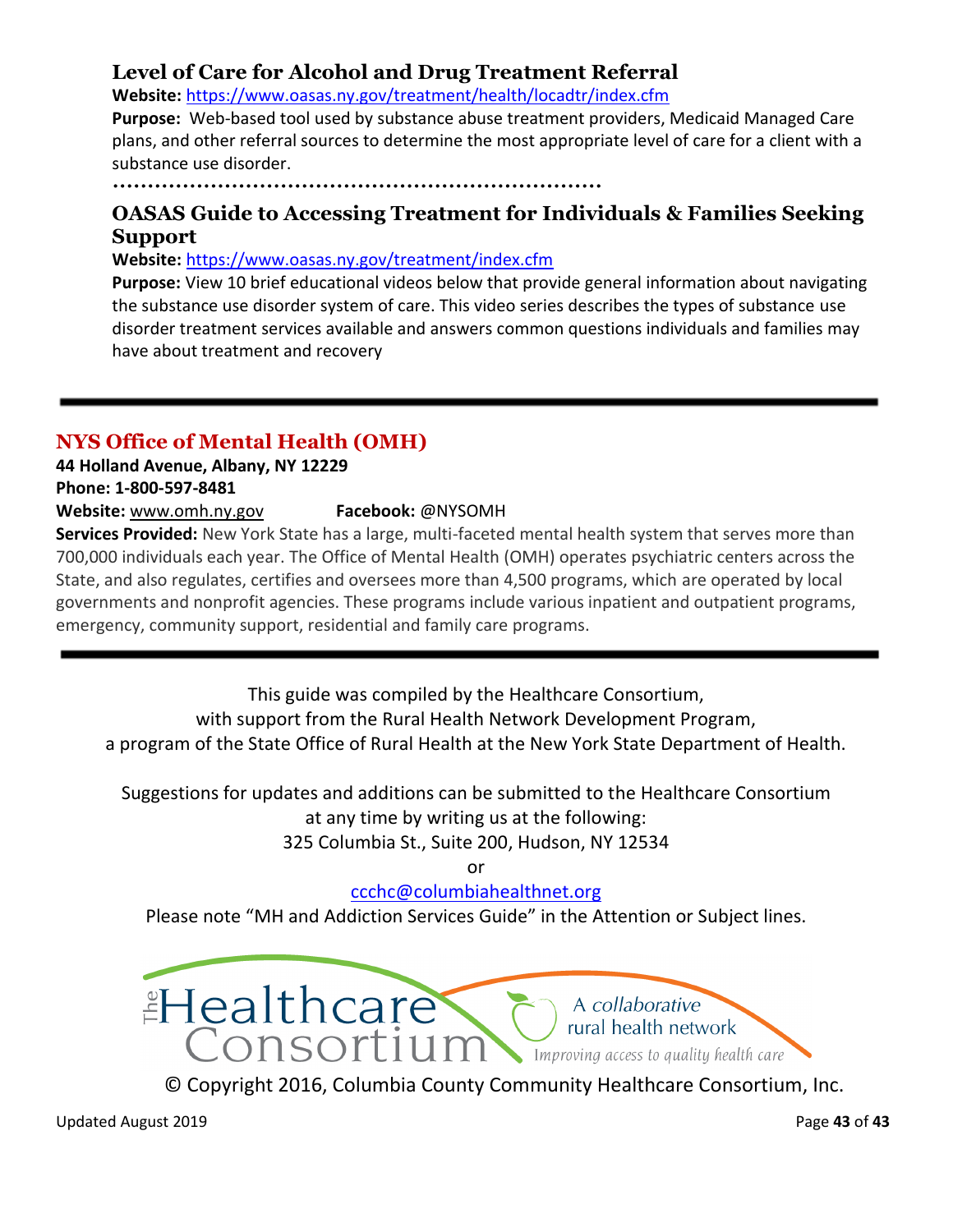### Level of Care for Alcohol and Drug Treatment Referral

**Website:** https://www.oasas.ny.gov/treatment/health/locadtr/index.cfm

**Purpose:** Web-based tool used by substance abuse treatment providers, Medicaid Managed Care plans, and other referral sources to determine the most appropriate level of care for a client with a substance use disorder.

### OASAS Guide to Accessing Treatment for Individuals & Families Seeking Support

**Website:** https://www.oasas.ny.gov/treatment/index.cfm

**Purpose:** View 10 brief educational videos below that provide general information about navigating the substance use disorder system of care. This video series describes the types of substance use disorder treatment services available and answers common questions individuals and families may have about treatment and recovery

---

## NYS Office of Mental Health (OMH)

**44 Holland Avenue, Albany, NY 12229**
**Phone: 1-800-597-8481**
**Website:** www.omh.ny.gov **Facebook:** @NYSOMH

**Services Provided:** New York State has a large, multi-faceted mental health system that serves more than 700,000 individuals each year. The Office of Mental Health (OMH) operates psychiatric centers across the State, and also regulates, certifies and oversees more than 4,500 programs, which are operated by local governments and nonprofit agencies. These programs include various inpatient and outpatient programs, emergency, community support, residential and family care programs.

---

This guide was compiled by the Healthcare Consortium,
with support from the Rural Health Network Development Program,
a program of the State Office of Rural Health at the New York State Department of Health.

Suggestions for updates and additions can be submitted to the Healthcare Consortium
at any time by writing us at the following:
325 Columbia St., Suite 200, Hudson, NY 12534
or
ccchc@columbiahealthnet.org
Please note "MH and Addiction Services Guide" in the Attention or Subject lines.

The Healthcare Consortium
A collaborative rural health network
Improving access to quality health care

© Copyright 2016, Columbia County Community Healthcare Consortium, Inc.

Updated August 2019